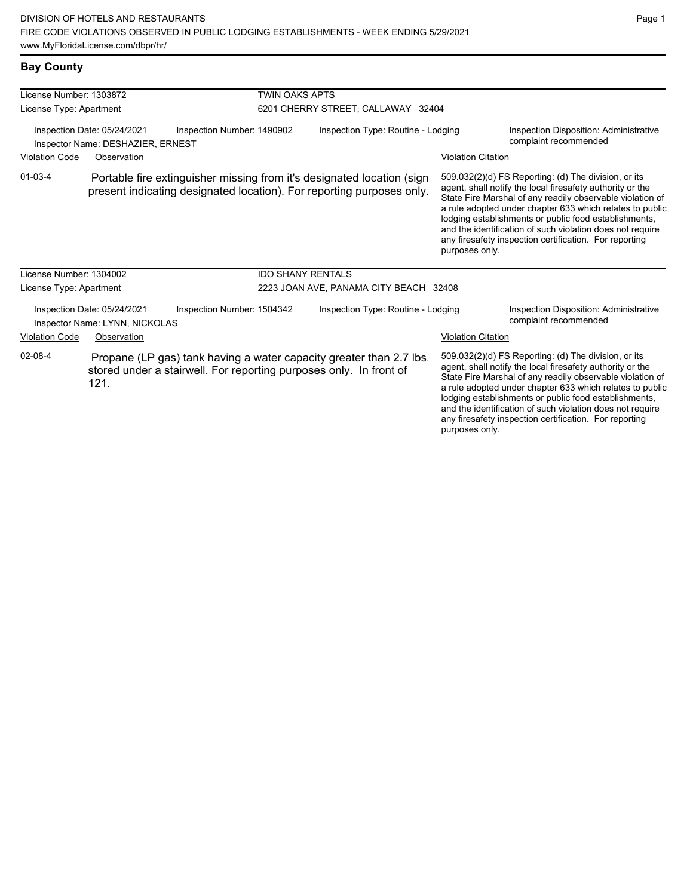DIVISION OF HOTELS AND RESTAURANTS
FIRE CODE VIOLATIONS OBSERVED IN PUBLIC LODGING ESTABLISHMENTS - WEEK ENDING 5/29/2021
www.MyFloridaLicense.com/dbpr/hr/

## Bay County

**License Number:** 1303872 — **TWIN OAKS APTS**
**License Type:** Apartment — 6201 CHERRY STREET, CALLAWAY 32404

Inspection Date: 05/24/2021 | Inspection Number: 1490902 | Inspection Type: Routine - Lodging | Inspection Disposition: Administrative complaint recommended
Inspector Name: DESHAZIER, ERNEST

| Violation Code | Observation | Violation Citation |
|---|---|---|
| 01-03-4 | Portable fire extinguisher missing from it's designated location (sign present indicating designated location). For reporting purposes only. | 509.032(2)(d) FS Reporting: (d) The division, or its agent, shall notify the local firesafety authority or the State Fire Marshal of any readily observable violation of a rule adopted under chapter 633 which relates to public lodging establishments or public food establishments, and the identification of such violation does not require any firesafety inspection certification. For reporting purposes only. |

**License Number:** 1304002 — **IDO SHANY RENTALS**
**License Type:** Apartment — 2223 JOAN AVE, PANAMA CITY BEACH 32408

Inspection Date: 05/24/2021 | Inspection Number: 1504342 | Inspection Type: Routine - Lodging | Inspection Disposition: Administrative complaint recommended
Inspector Name: LYNN, NICKOLAS

| Violation Code | Observation | Violation Citation |
|---|---|---|
| 02-08-4 | Propane (LP gas) tank having a water capacity greater than 2.7 lbs. stored under a stairwell. For reporting purposes only. In front of 121. | 509.032(2)(d) FS Reporting: (d) The division, or its agent, shall notify the local firesafety authority or the State Fire Marshal of any readily observable violation of a rule adopted under chapter 633 which relates to public lodging establishments or public food establishments, and the identification of such violation does not require any firesafety inspection certification. For reporting purposes only. |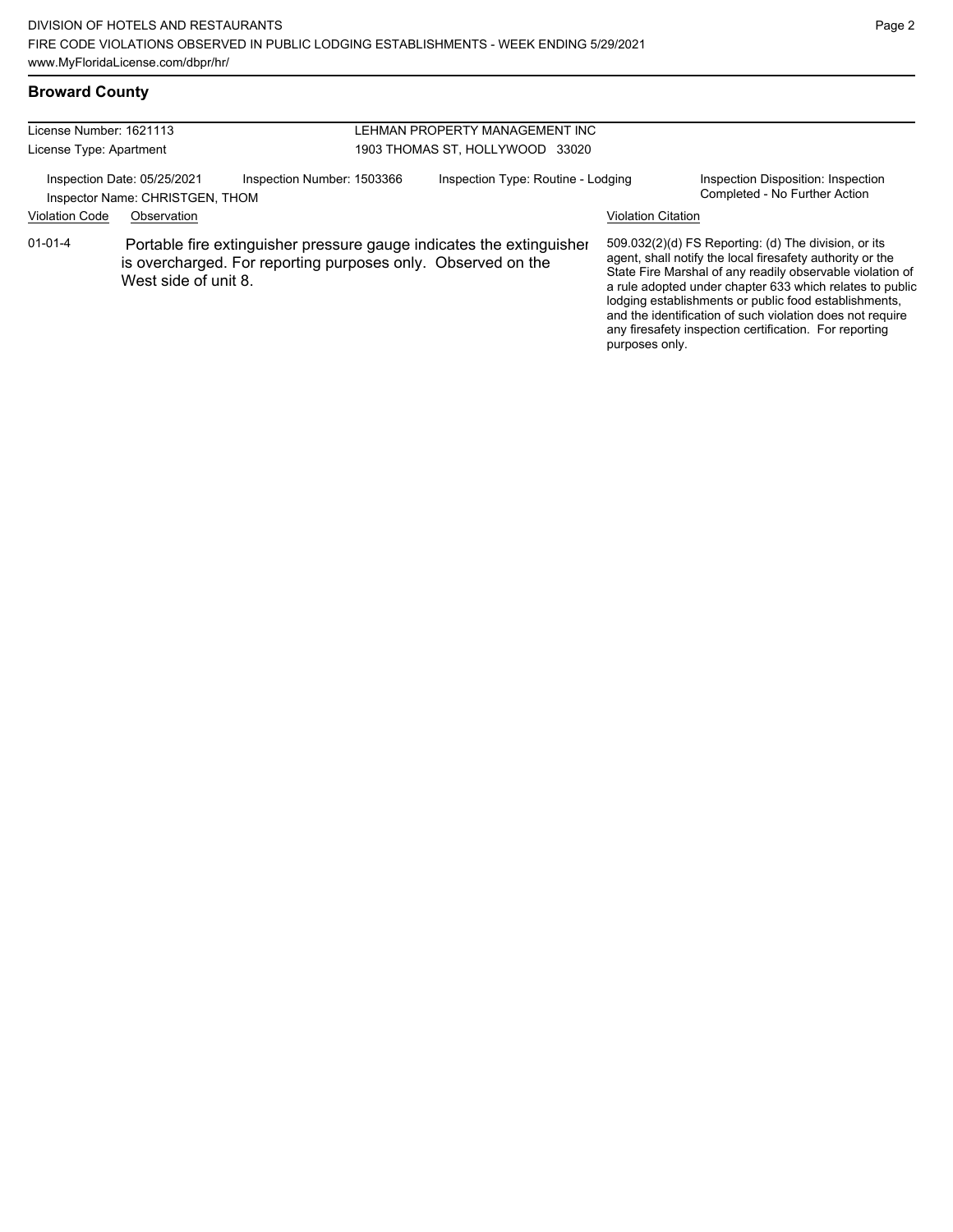## Broward County

| License Number: 1621113 | LEHMAN PROPERTY MANAGEMENT INC |
|---|---|
| License Type: Apartment | 1903 THOMAS ST, HOLLYWOOD 33020 |

Inspection Date: 05/25/2021 | Inspection Number: 1503366 | Inspection Type: Routine - Lodging | Inspection Disposition: Inspection Completed - No Further Action

Inspector Name: CHRISTGEN, THOM

| Violation Code | Observation | Violation Citation |
|---|---|---|
| 01-01-4 | Portable fire extinguisher pressure gauge indicates the extinguisher is overcharged. For reporting purposes only. Observed on the West side of unit 8. | 509.032(2)(d) FS Reporting: (d) The division, or its agent, shall notify the local firesafety authority or the State Fire Marshal of any readily observable violation of a rule adopted under chapter 633 which relates to public lodging establishments or public food establishments, and the identification of such violation does not require any firesafety inspection certification. For reporting purposes only. |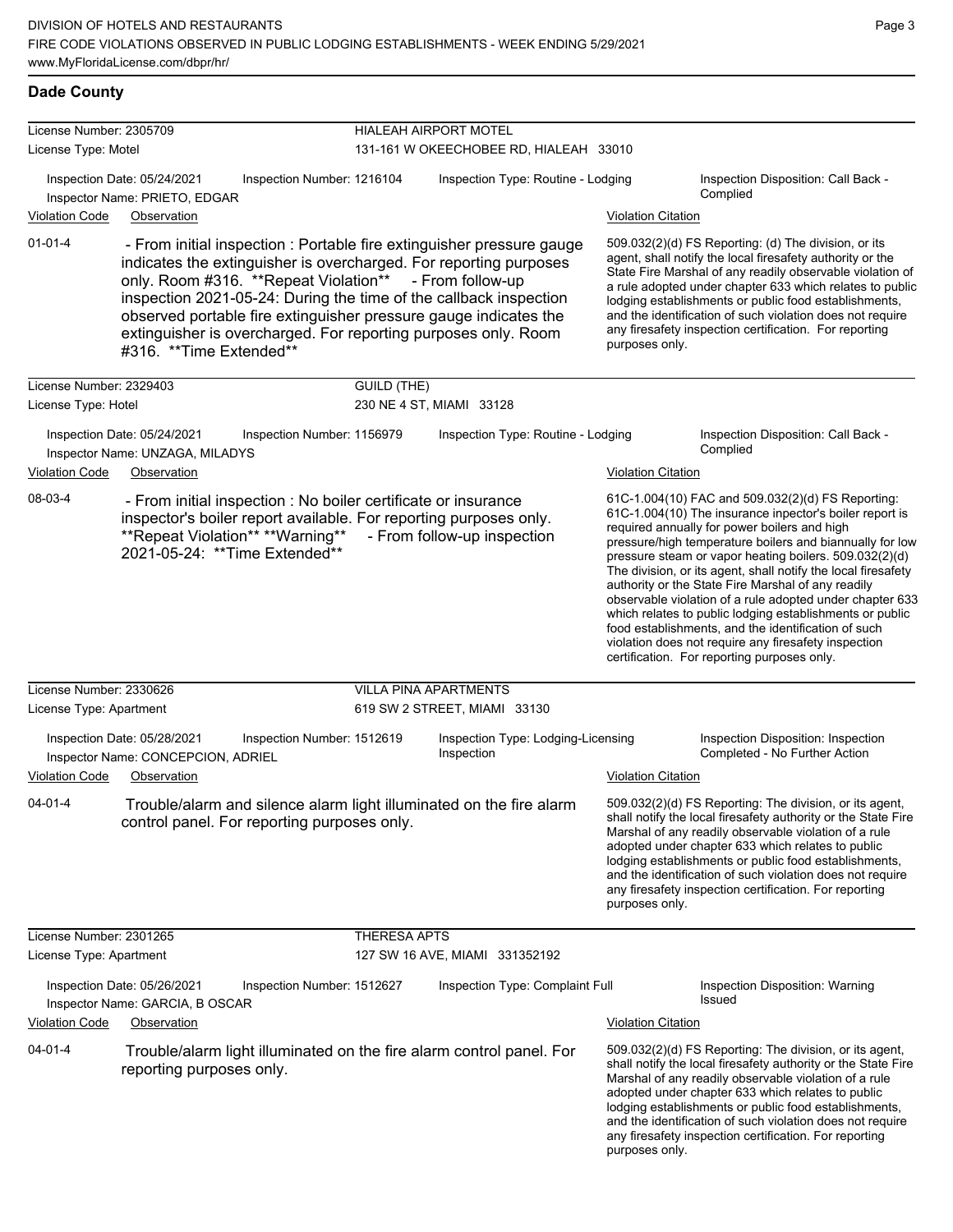## Dade County

**License Number:** 2305709 | **HIALEAH AIRPORT MOTEL**
**License Type:** Motel | 131-161 W OKEECHOBEE RD, HIALEAH 33010

Inspection Date: 05/24/2021 | Inspection Number: 1216104 | Inspection Type: Routine - Lodging | Inspection Disposition: Call Back - Complied
Inspector Name: PRIETO, EDGAR

| Violation Code | Observation | Violation Citation |
|---|---|---|
| 01-01-4 | - From initial inspection : Portable fire extinguisher pressure gauge indicates the extinguisher is overcharged. For reporting purposes only. Room #316. **Repeat Violation** - From follow-up inspection 2021-05-24: During the time of the callback inspection observed portable fire extinguisher pressure gauge indicates the extinguisher is overcharged. For reporting purposes only. Room #316. **Time Extended** | 509.032(2)(d) FS Reporting: (d) The division, or its agent, shall notify the local firesafety authority or the State Fire Marshal of any readily observable violation of a rule adopted under chapter 633 which relates to public lodging establishments or public food establishments, and the identification of such violation does not require any firesafety inspection certification. For reporting purposes only. |

**License Number:** 2329403 | **GUILD (THE)**
**License Type:** Hotel | 230 NE 4 ST, MIAMI 33128

Inspection Date: 05/24/2021 | Inspection Number: 1156979 | Inspection Type: Routine - Lodging | Inspection Disposition: Call Back - Complied
Inspector Name: UNZAGA, MILADYS

| Violation Code | Observation | Violation Citation |
|---|---|---|
| 08-03-4 | - From initial inspection : No boiler certificate or insurance inspector's boiler report available. For reporting purposes only. **Repeat Violation** **Warning** - From follow-up inspection 2021-05-24: **Time Extended** | 61C-1.004(10) FAC and 509.032(2)(d) FS Reporting: 61C-1.004(10) The insurance inpector's boiler report is required annually for power boilers and high pressure/high temperature boilers and biannually for low pressure steam or vapor heating boilers. 509.032(2)(d) The division, or its agent, shall notify the local firesafety authority or the State Fire Marshal of any readily observable violation of a rule adopted under chapter 633 which relates to public lodging establishments or public food establishments, and the identification of such violation does not require any firesafety inspection certification. For reporting purposes only. |

**License Number:** 2330626 | **VILLA PINA APARTMENTS**
**License Type:** Apartment | 619 SW 2 STREET, MIAMI 33130

Inspection Date: 05/28/2021 | Inspection Number: 1512619 | Inspection Type: Lodging-Licensing Inspection | Inspection Disposition: Inspection Completed - No Further Action
Inspector Name: CONCEPCION, ADRIEL

| Violation Code | Observation | Violation Citation |
|---|---|---|
| 04-01-4 | Trouble/alarm and silence alarm light illuminated on the fire alarm control panel. For reporting purposes only. | 509.032(2)(d) FS Reporting: The division, or its agent, shall notify the local firesafety authority or the State Fire Marshal of any readily observable violation of a rule adopted under chapter 633 which relates to public lodging establishments or public food establishments, and the identification of such violation does not require any firesafety inspection certification. For reporting purposes only. |

**License Number:** 2301265 | **THERESA APTS**
**License Type:** Apartment | 127 SW 16 AVE, MIAMI 331352192

Inspection Date: 05/26/2021 | Inspection Number: 1512627 | Inspection Type: Complaint Full | Inspection Disposition: Warning Issued
Inspector Name: GARCIA, B OSCAR

| Violation Code | Observation | Violation Citation |
|---|---|---|
| 04-01-4 | Trouble/alarm light illuminated on the fire alarm control panel. For reporting purposes only. | 509.032(2)(d) FS Reporting: The division, or its agent, shall notify the local firesafety authority or the State Fire Marshal of any readily observable violation of a rule adopted under chapter 633 which relates to public lodging establishments or public food establishments, and the identification of such violation does not require any firesafety inspection certification. For reporting purposes only. |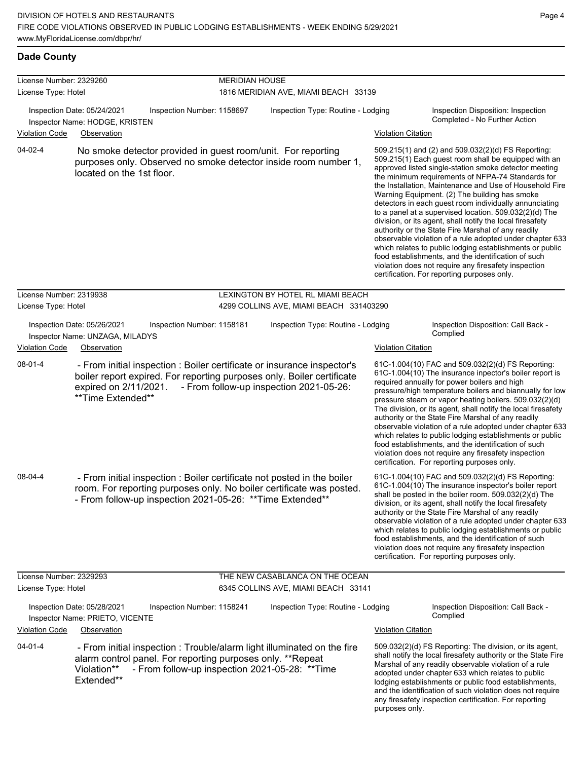## Dade County

**License Number:** 2329260 — **MERIDIAN HOUSE**
**License Type:** Hotel — 1816 MERIDIAN AVE, MIAMI BEACH 33139

Inspection Date: 05/24/2021 | Inspection Number: 1158697 | Inspection Type: Routine - Lodging | Inspection Disposition: Inspection Completed - No Further Action
Inspector Name: HODGE, KRISTEN

| Violation Code | Observation | Violation Citation |
| --- | --- | --- |
| 04-02-4 | No smoke detector provided in guest room/unit. For reporting purposes only. Observed no smoke detector inside room number 1, located on the 1st floor. | 509.215(1) and (2) and 509.032(2)(d) FS Reporting: 509.215(1) Each guest room shall be equipped with an approved listed single-station smoke detector meeting the minimum requirements of NFPA-74 Standards for the Installation, Maintenance and Use of Household Fire Warning Equipment. (2) The building has smoke detectors in each guest room individually annunciating to a panel at a supervised location. 509.032(2)(d) The division, or its agent, shall notify the local firesafety authority or the State Fire Marshal of any readily observable violation of a rule adopted under chapter 633 which relates to public lodging establishments or public food establishments, and the identification of such violation does not require any firesafety inspection certification. For reporting purposes only. |

**License Number:** 2319938 — **LEXINGTON BY HOTEL RL MIAMI BEACH**
**License Type:** Hotel — 4299 COLLINS AVE, MIAMI BEACH 331403290

Inspection Date: 05/26/2021 | Inspection Number: 1158181 | Inspection Type: Routine - Lodging | Inspection Disposition: Call Back - Complied
Inspector Name: UNZAGA, MILADYS

| Violation Code | Observation | Violation Citation |
| --- | --- | --- |
| 08-01-4 | - From initial inspection : Boiler certificate or insurance inspector's boiler report expired. For reporting purposes only. Boiler certificate expired on 2/11/2021. - From follow-up inspection 2021-05-26: **Time Extended** | 61C-1.004(10) FAC and 509.032(2)(d) FS Reporting: 61C-1.004(10) The insurance inspector's boiler report is required annually for power boilers and high pressure/high temperature boilers and biannually for low pressure steam or vapor heating boilers. 509.032(2)(d) The division, or its agent, shall notify the local firesafety authority or the State Fire Marshal of any readily observable violation of a rule adopted under chapter 633 which relates to public lodging establishments or public food establishments, and the identification of such violation does not require any firesafety inspection certification. For reporting purposes only. |
| 08-04-4 | - From initial inspection : Boiler certificate not posted in the boiler room. For reporting purposes only. No boiler certificate was posted. - From follow-up inspection 2021-05-26: **Time Extended** | 61C-1.004(10) FAC and 509.032(2)(d) FS Reporting: 61C-1.004(10) The insurance inspector's boiler report shall be posted in the boiler room. 509.032(2)(d) The division, or its agent, shall notify the local firesafety authority or the State Fire Marshal of any readily observable violation of a rule adopted under chapter 633 which relates to public lodging establishments or public food establishments, and the identification of such violation does not require any firesafety inspection certification. For reporting purposes only. |

**License Number:** 2329293 — **THE NEW CASABLANCA ON THE OCEAN**
**License Type:** Hotel — 6345 COLLINS AVE, MIAMI BEACH 33141

Inspection Date: 05/28/2021 | Inspection Number: 1158241 | Inspection Type: Routine - Lodging | Inspection Disposition: Call Back - Complied
Inspector Name: PRIETO, VICENTE

| Violation Code | Observation | Violation Citation |
| --- | --- | --- |
| 04-01-4 | - From initial inspection : Trouble/alarm light illuminated on the fire alarm control panel. For reporting purposes only. **Repeat Violation** - From follow-up inspection 2021-05-28: **Time Extended** | 509.032(2)(d) FS Reporting: The division, or its agent, shall notify the local firesafety authority or the State Fire Marshal of any readily observable violation of a rule adopted under chapter 633 which relates to public lodging establishments or public food establishments, and the identification of such violation does not require any firesafety inspection certification. For reporting purposes only. |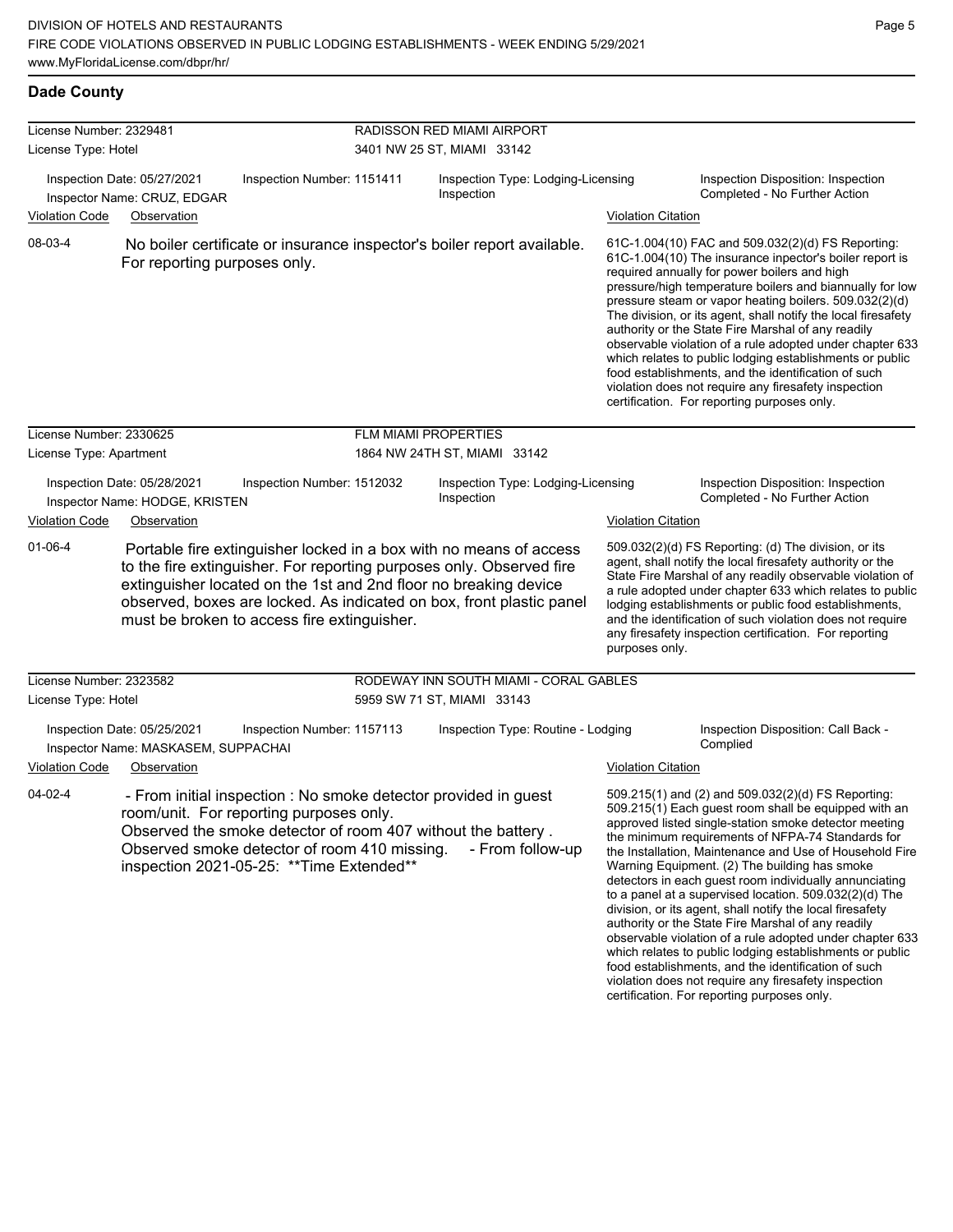## Dade County

**License Number:** 2329481 — RADISSON RED MIAMI AIRPORT
**License Type:** Hotel — 3401 NW 25 ST, MIAMI 33142

Inspection Date: 05/27/2021 | Inspection Number: 1151411 | Inspection Type: Lodging-Licensing Inspection | Inspection Disposition: Inspection Completed - No Further Action
Inspector Name: CRUZ, EDGAR

| Violation Code | Observation | Violation Citation |
|---|---|---|
| 08-03-4 | No boiler certificate or insurance inspector's boiler report available. For reporting purposes only. | 61C-1.004(10) FAC and 509.032(2)(d) FS Reporting: 61C-1.004(10) The insurance inpector's boiler report is required annually for power boilers and high pressure/high temperature boilers and biannually for low pressure steam or vapor heating boilers. 509.032(2)(d) The division, or its agent, shall notify the local firesafety authority or the State Fire Marshal of any readily observable violation of a rule adopted under chapter 633 which relates to public lodging establishments or public food establishments, and the identification of such violation does not require any firesafety inspection certification. For reporting purposes only. |

**License Number:** 2330625 — FLM MIAMI PROPERTIES
**License Type:** Apartment — 1864 NW 24TH ST, MIAMI 33142

Inspection Date: 05/28/2021 | Inspection Number: 1512032 | Inspection Type: Lodging-Licensing Inspection | Inspection Disposition: Inspection Completed - No Further Action
Inspector Name: HODGE, KRISTEN

| Violation Code | Observation | Violation Citation |
|---|---|---|
| 01-06-4 | Portable fire extinguisher locked in a box with no means of access to the fire extinguisher. For reporting purposes only. Observed fire extinguisher located on the 1st and 2nd floor no breaking device observed, boxes are locked. As indicated on box, front plastic panel must be broken to access fire extinguisher. | 509.032(2)(d) FS Reporting: (d) The division, or its agent, shall notify the local firesafety authority or the State Fire Marshal of any readily observable violation of a rule adopted under chapter 633 which relates to public lodging establishments or public food establishments, and the identification of such violation does not require any firesafety inspection certification. For reporting purposes only. |

**License Number:** 2323582 — RODEWAY INN SOUTH MIAMI - CORAL GABLES
**License Type:** Hotel — 5959 SW 71 ST, MIAMI 33143

Inspection Date: 05/25/2021 | Inspection Number: 1157113 | Inspection Type: Routine - Lodging | Inspection Disposition: Call Back - Complied
Inspector Name: MASKASEM, SUPPACHAI

| Violation Code | Observation | Violation Citation |
|---|---|---|
| 04-02-4 | - From initial inspection : No smoke detector provided in guest room/unit. For reporting purposes only. Observed the smoke detector of room 407 without the battery . Observed smoke detector of room 410 missing. - From follow-up inspection 2021-05-25: **Time Extended** | 509.215(1) and (2) and 509.032(2)(d) FS Reporting: 509.215(1) Each guest room shall be equipped with an approved listed single-station smoke detector meeting the minimum requirements of NFPA-74 Standards for the Installation, Maintenance and Use of Household Fire Warning Equipment. (2) The building has smoke detectors in each guest room individually annunciating to a panel at a supervised location. 509.032(2)(d) The division, or its agent, shall notify the local firesafety authority or the State Fire Marshal of any readily observable violation of a rule adopted under chapter 633 which relates to public lodging establishments or public food establishments, and the identification of such violation does not require any firesafety inspection certification. For reporting purposes only. |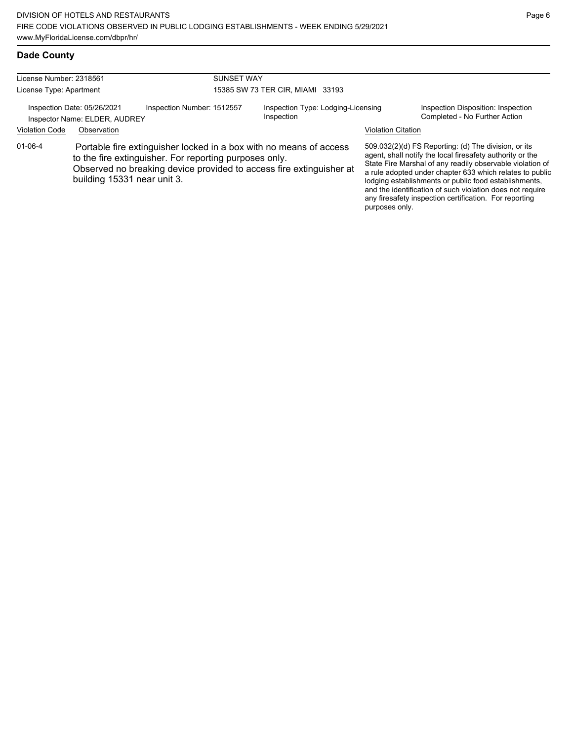## Dade County

| License Number: 2318561 | SUNSET WAY |
|---|---|
| License Type: Apartment | 15385 SW 73 TER CIR, MIAMI 33193 |

| Inspection Date: 05/26/2021 | Inspection Number: 1512557 | Inspection Type: Lodging-Licensing Inspection | Inspection Disposition: Inspection Completed - No Further Action |
|---|---|---|---|
| Inspector Name: ELDER, AUDREY | | | |

| Violation Code | Observation | Violation Citation |
|---|---|---|
| 01-06-4 | Portable fire extinguisher locked in a box with no means of access to the fire extinguisher. For reporting purposes only. Observed no breaking device provided to access fire extinguisher at building 15331 near unit 3. | 509.032(2)(d) FS Reporting: (d) The division, or its agent, shall notify the local firesafety authority or the State Fire Marshal of any readily observable violation of a rule adopted under chapter 633 which relates to public lodging establishments or public food establishments, and the identification of such violation does not require any firesafety inspection certification. For reporting purposes only. |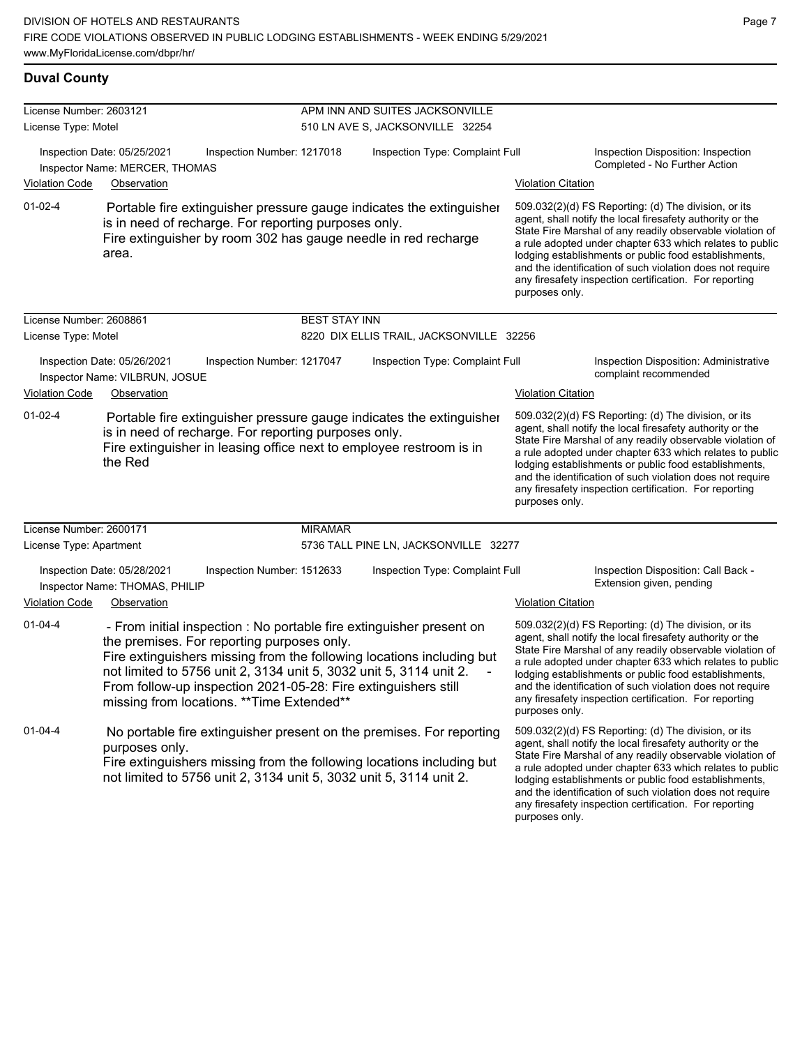## Duval County

**License Number:** 2603121 — **APM INN AND SUITES JACKSONVILLE**
**License Type:** Motel — 510 LN AVE S, JACKSONVILLE 32254

Inspection Date: 05/25/2021 | Inspection Number: 1217018 | Inspection Type: Complaint Full | Inspection Disposition: Inspection Completed - No Further Action
Inspector Name: MERCER, THOMAS

| Violation Code | Observation | Violation Citation |
|---|---|---|
| 01-02-4 | Portable fire extinguisher pressure gauge indicates the extinguisher is in need of recharge. For reporting purposes only. Fire extinguisher by room 302 has gauge needle in red recharge area. | 509.032(2)(d) FS Reporting: (d) The division, or its agent, shall notify the local firesafety authority or the State Fire Marshal of any readily observable violation of a rule adopted under chapter 633 which relates to public lodging establishments or public food establishments, and the identification of such violation does not require any firesafety inspection certification. For reporting purposes only. |

**License Number:** 2608861 — **BEST STAY INN**
**License Type:** Motel — 8220 DIX ELLIS TRAIL, JACKSONVILLE 32256

Inspection Date: 05/26/2021 | Inspection Number: 1217047 | Inspection Type: Complaint Full | Inspection Disposition: Administrative complaint recommended
Inspector Name: VILBRUN, JOSUE

| Violation Code | Observation | Violation Citation |
|---|---|---|
| 01-02-4 | Portable fire extinguisher pressure gauge indicates the extinguisher is in need of recharge. For reporting purposes only. Fire extinguisher in leasing office next to employee restroom is in the Red | 509.032(2)(d) FS Reporting: (d) The division, or its agent, shall notify the local firesafety authority or the State Fire Marshal of any readily observable violation of a rule adopted under chapter 633 which relates to public lodging establishments or public food establishments, and the identification of such violation does not require any firesafety inspection certification. For reporting purposes only. |

**License Number:** 2600171 — **MIRAMAR**
**License Type:** Apartment — 5736 TALL PINE LN, JACKSONVILLE 32277

Inspection Date: 05/28/2021 | Inspection Number: 1512633 | Inspection Type: Complaint Full | Inspection Disposition: Call Back - Extension given, pending
Inspector Name: THOMAS, PHILIP

| Violation Code | Observation | Violation Citation |
|---|---|---|
| 01-04-4 | - From initial inspection : No portable fire extinguisher present on the premises. For reporting purposes only. Fire extinguishers missing from the following locations including but not limited to 5756 unit 2, 3134 unit 5, 3032 unit 5, 3114 unit 2. - From follow-up inspection 2021-05-28: Fire extinguishers still missing from locations. **Time Extended** | 509.032(2)(d) FS Reporting: (d) The division, or its agent, shall notify the local firesafety authority or the State Fire Marshal of any readily observable violation of a rule adopted under chapter 633 which relates to public lodging establishments or public food establishments, and the identification of such violation does not require any firesafety inspection certification. For reporting purposes only. |
| 01-04-4 | No portable fire extinguisher present on the premises. For reporting purposes only. Fire extinguishers missing from the following locations including but not limited to 5756 unit 2, 3134 unit 5, 3032 unit 5, 3114 unit 2. | 509.032(2)(d) FS Reporting: (d) The division, or its agent, shall notify the local firesafety authority or the State Fire Marshal of any readily observable violation of a rule adopted under chapter 633 which relates to public lodging establishments or public food establishments, and the identification of such violation does not require any firesafety inspection certification. For reporting purposes only. |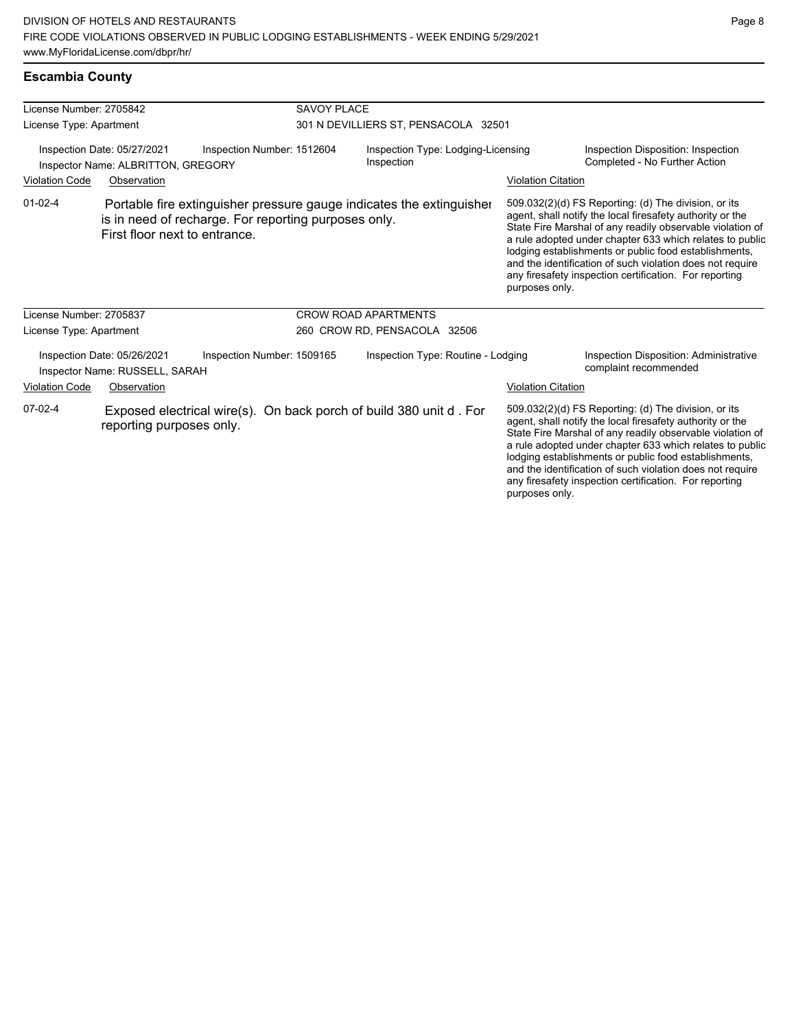## Escambia County

| License Number: 2705842 | | SAVOY PLACE | |
|---|---|---|---|
| License Type: Apartment | | 301 N DEVILLIERS ST, PENSACOLA 32501 | |
| Inspection Date: 05/27/2021<br>Inspector Name: ALBRITTON, GREGORY | Inspection Number: 1512604 | Inspection Type: Lodging-Licensing Inspection | Inspection Disposition: Inspection Completed - No Further Action |

| Violation Code | Observation | Violation Citation |
|---|---|---|
| 01-02-4 | Portable fire extinguisher pressure gauge indicates the extinguisher is in need of recharge. For reporting purposes only. First floor next to entrance. | 509.032(2)(d) FS Reporting: (d) The division, or its agent, shall notify the local firesafety authority or the State Fire Marshal of any readily observable violation of a rule adopted under chapter 633 which relates to public lodging establishments or public food establishments, and the identification of such violation does not require any firesafety inspection certification. For reporting purposes only. |

| License Number: 2705837 | | CROW ROAD APARTMENTS | |
|---|---|---|---|
| License Type: Apartment | | 260 CROW RD, PENSACOLA 32506 | |
| Inspection Date: 05/26/2021<br>Inspector Name: RUSSELL, SARAH | Inspection Number: 1509165 | Inspection Type: Routine - Lodging | Inspection Disposition: Administrative complaint recommended |

| Violation Code | Observation | Violation Citation |
|---|---|---|
| 07-02-4 | Exposed electrical wire(s). On back porch of build 380 unit d . For reporting purposes only. | 509.032(2)(d) FS Reporting: (d) The division, or its agent, shall notify the local firesafety authority or the State Fire Marshal of any readily observable violation of a rule adopted under chapter 633 which relates to public lodging establishments or public food establishments, and the identification of such violation does not require any firesafety inspection certification. For reporting purposes only. |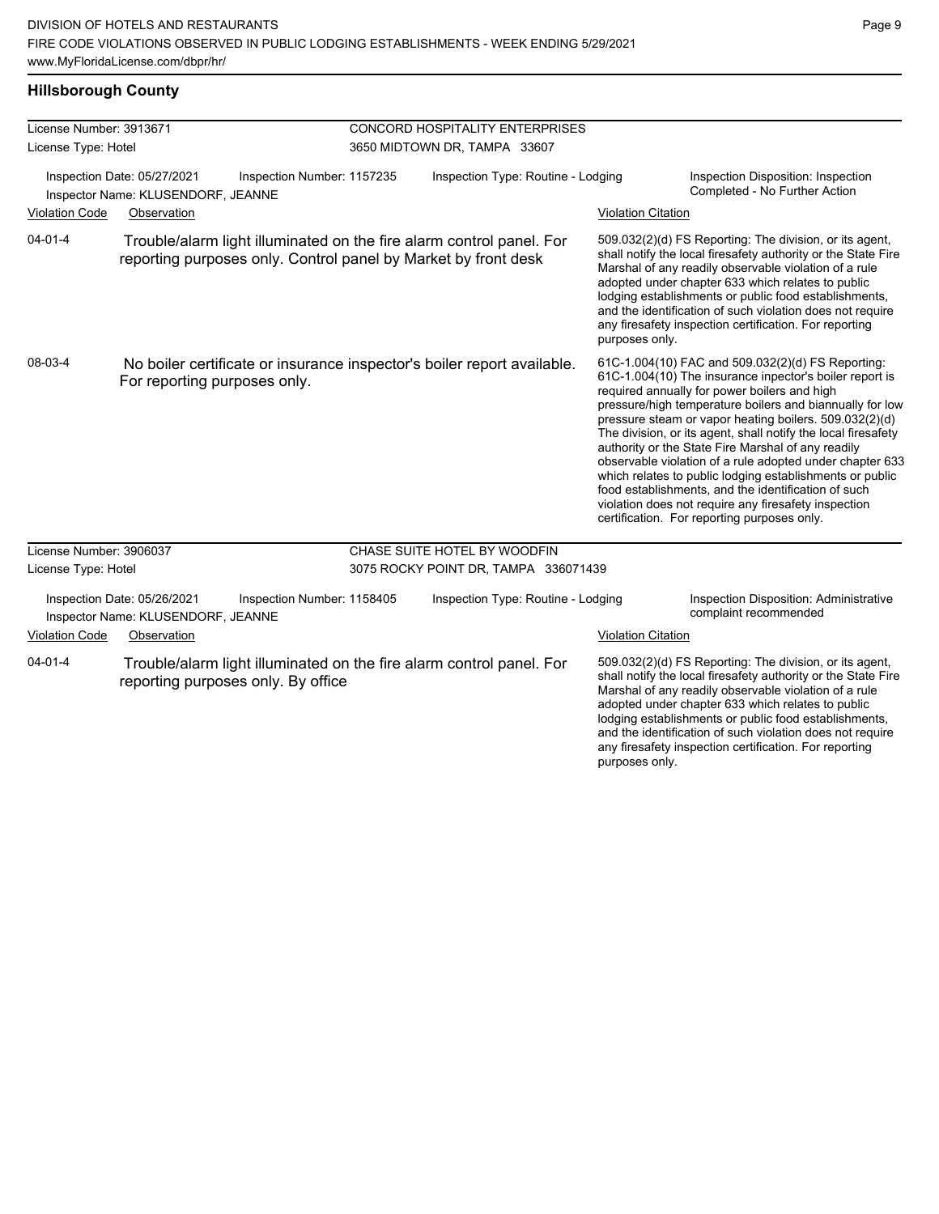## Hillsborough County

| License Number: 3913671 | CONCORD HOSPITALITY ENTERPRISES |
|---|---|
| License Type: Hotel | 3650 MIDTOWN DR, TAMPA 33607 |

Inspection Date: 05/27/2021 | Inspection Number: 1157235 | Inspection Type: Routine - Lodging | Inspection Disposition: Inspection Completed - No Further Action

Inspector Name: KLUSENDORF, JEANNE

| Violation Code | Observation | Violation Citation |
|---|---|---|
| 04-01-4 | Trouble/alarm light illuminated on the fire alarm control panel. For reporting purposes only. Control panel by Market by front desk | 509.032(2)(d) FS Reporting: The division, or its agent, shall notify the local firesafety authority or the State Fire Marshal of any readily observable violation of a rule adopted under chapter 633 which relates to public lodging establishments or public food establishments, and the identification of such violation does not require any firesafety inspection certification. For reporting purposes only. |
| 08-03-4 | No boiler certificate or insurance inspector's boiler report available. For reporting purposes only. | 61C-1.004(10) FAC and 509.032(2)(d) FS Reporting: 61C-1.004(10) The insurance inpector's boiler report is required annually for power boilers and high pressure/high temperature boilers and biannually for low pressure steam or vapor heating boilers. 509.032(2)(d) The division, or its agent, shall notify the local firesafety authority or the State Fire Marshal of any readily observable violation of a rule adopted under chapter 633 which relates to public lodging establishments or public food establishments, and the identification of such violation does not require any firesafety inspection certification. For reporting purposes only. |

| License Number: 3906037 | CHASE SUITE HOTEL BY WOODFIN |
|---|---|
| License Type: Hotel | 3075 ROCKY POINT DR, TAMPA 336071439 |

Inspection Date: 05/26/2021 | Inspection Number: 1158405 | Inspection Type: Routine - Lodging | Inspection Disposition: Administrative complaint recommended

Inspector Name: KLUSENDORF, JEANNE

| Violation Code | Observation | Violation Citation |
|---|---|---|
| 04-01-4 | Trouble/alarm light illuminated on the fire alarm control panel. For reporting purposes only. By office | 509.032(2)(d) FS Reporting: The division, or its agent, shall notify the local firesafety authority or the State Fire Marshal of any readily observable violation of a rule adopted under chapter 633 which relates to public lodging establishments or public food establishments, and the identification of such violation does not require any firesafety inspection certification. For reporting purposes only. |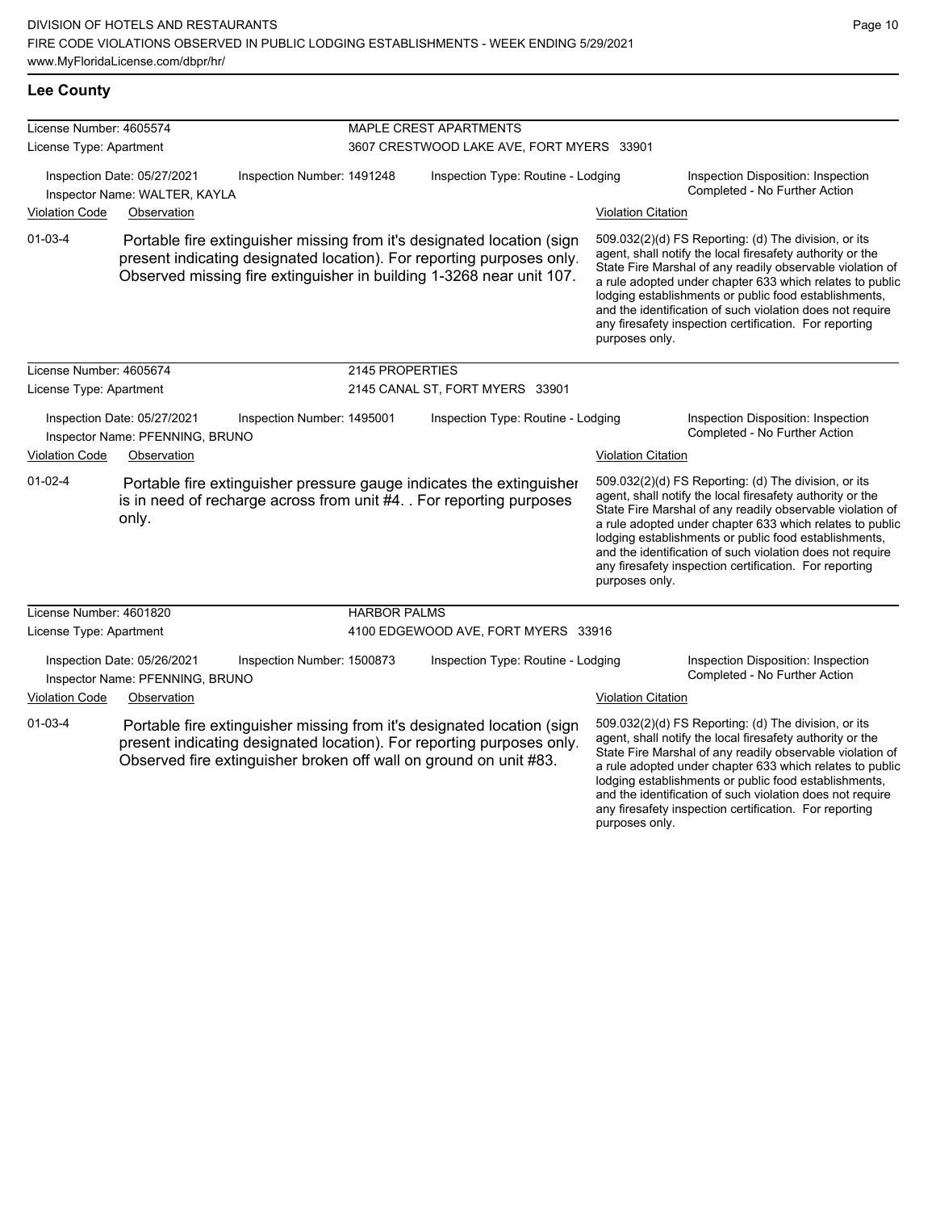## Lee County

| License Number: 4605574 | | MAPLE CREST APARTMENTS | |
|---|---|---|---|
| License Type: Apartment | | 3607 CRESTWOOD LAKE AVE, FORT MYERS 33901 | |

Inspection Date: 05/27/2021 | Inspection Number: 1491248 | Inspection Type: Routine - Lodging | Inspection Disposition: Inspection Completed - No Further Action

Inspector Name: WALTER, KAYLA

| Violation Code | Observation | Violation Citation |
|---|---|---|
| 01-03-4 | Portable fire extinguisher missing from it's designated location (sign present indicating designated location). For reporting purposes only. Observed missing fire extinguisher in building 1-3268 near unit 107. | 509.032(2)(d) FS Reporting: (d) The division, or its agent, shall notify the local firesafety authority or the State Fire Marshal of any readily observable violation of a rule adopted under chapter 633 which relates to public lodging establishments or public food establishments, and the identification of such violation does not require any firesafety inspection certification. For reporting purposes only. |

| License Number: 4605674 | | 2145 PROPERTIES | |
|---|---|---|---|
| License Type: Apartment | | 2145 CANAL ST, FORT MYERS 33901 | |

Inspection Date: 05/27/2021 | Inspection Number: 1495001 | Inspection Type: Routine - Lodging | Inspection Disposition: Inspection Completed - No Further Action

Inspector Name: PFENNING, BRUNO

| Violation Code | Observation | Violation Citation |
|---|---|---|
| 01-02-4 | Portable fire extinguisher pressure gauge indicates the extinguisher is in need of recharge across from unit #4. . For reporting purposes only. | 509.032(2)(d) FS Reporting: (d) The division, or its agent, shall notify the local firesafety authority or the State Fire Marshal of any readily observable violation of a rule adopted under chapter 633 which relates to public lodging establishments or public food establishments, and the identification of such violation does not require any firesafety inspection certification. For reporting purposes only. |

| License Number: 4601820 | | HARBOR PALMS | |
|---|---|---|---|
| License Type: Apartment | | 4100 EDGEWOOD AVE, FORT MYERS 33916 | |

Inspection Date: 05/26/2021 | Inspection Number: 1500873 | Inspection Type: Routine - Lodging | Inspection Disposition: Inspection Completed - No Further Action

Inspector Name: PFENNING, BRUNO

| Violation Code | Observation | Violation Citation |
|---|---|---|
| 01-03-4 | Portable fire extinguisher missing from it's designated location (sign present indicating designated location). For reporting purposes only. Observed fire extinguisher broken off wall on ground on unit #83. | 509.032(2)(d) FS Reporting: (d) The division, or its agent, shall notify the local firesafety authority or the State Fire Marshal of any readily observable violation of a rule adopted under chapter 633 which relates to public lodging establishments or public food establishments, and the identification of such violation does not require any firesafety inspection certification. For reporting purposes only. |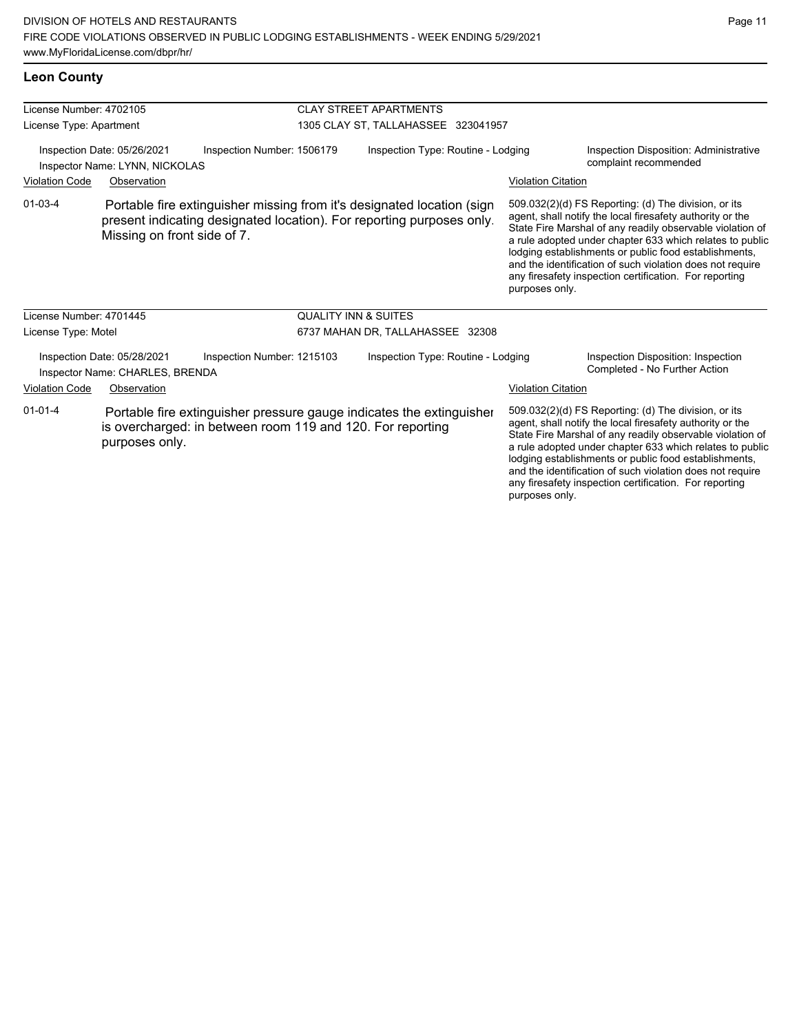## Leon County

| License Number: 4702105 | CLAY STREET APARTMENTS |
|---|---|
| License Type: Apartment | 1305 CLAY ST, TALLAHASSEE 323041957 |

Inspection Date: 05/26/2021 | Inspection Number: 1506179 | Inspection Type: Routine - Lodging | Inspection Disposition: Administrative complaint recommended

Inspector Name: LYNN, NICKOLAS

| Violation Code | Observation | Violation Citation |
|---|---|---|
| 01-03-4 | Portable fire extinguisher missing from it's designated location (sign present indicating designated location). For reporting purposes only. Missing on front side of 7. | 509.032(2)(d) FS Reporting: (d) The division, or its agent, shall notify the local firesafety authority or the State Fire Marshal of any readily observable violation of a rule adopted under chapter 633 which relates to public lodging establishments or public food establishments, and the identification of such violation does not require any firesafety inspection certification. For reporting purposes only. |

| License Number: 4701445 | QUALITY INN & SUITES |
|---|---|
| License Type: Motel | 6737 MAHAN DR, TALLAHASSEE 32308 |

Inspection Date: 05/28/2021 | Inspection Number: 1215103 | Inspection Type: Routine - Lodging | Inspection Disposition: Inspection Completed - No Further Action

Inspector Name: CHARLES, BRENDA

| Violation Code | Observation | Violation Citation |
|---|---|---|
| 01-01-4 | Portable fire extinguisher pressure gauge indicates the extinguisher is overcharged: in between room 119 and 120. For reporting purposes only. | 509.032(2)(d) FS Reporting: (d) The division, or its agent, shall notify the local firesafety authority or the State Fire Marshal of any readily observable violation of a rule adopted under chapter 633 which relates to public lodging establishments or public food establishments, and the identification of such violation does not require any firesafety inspection certification. For reporting purposes only. |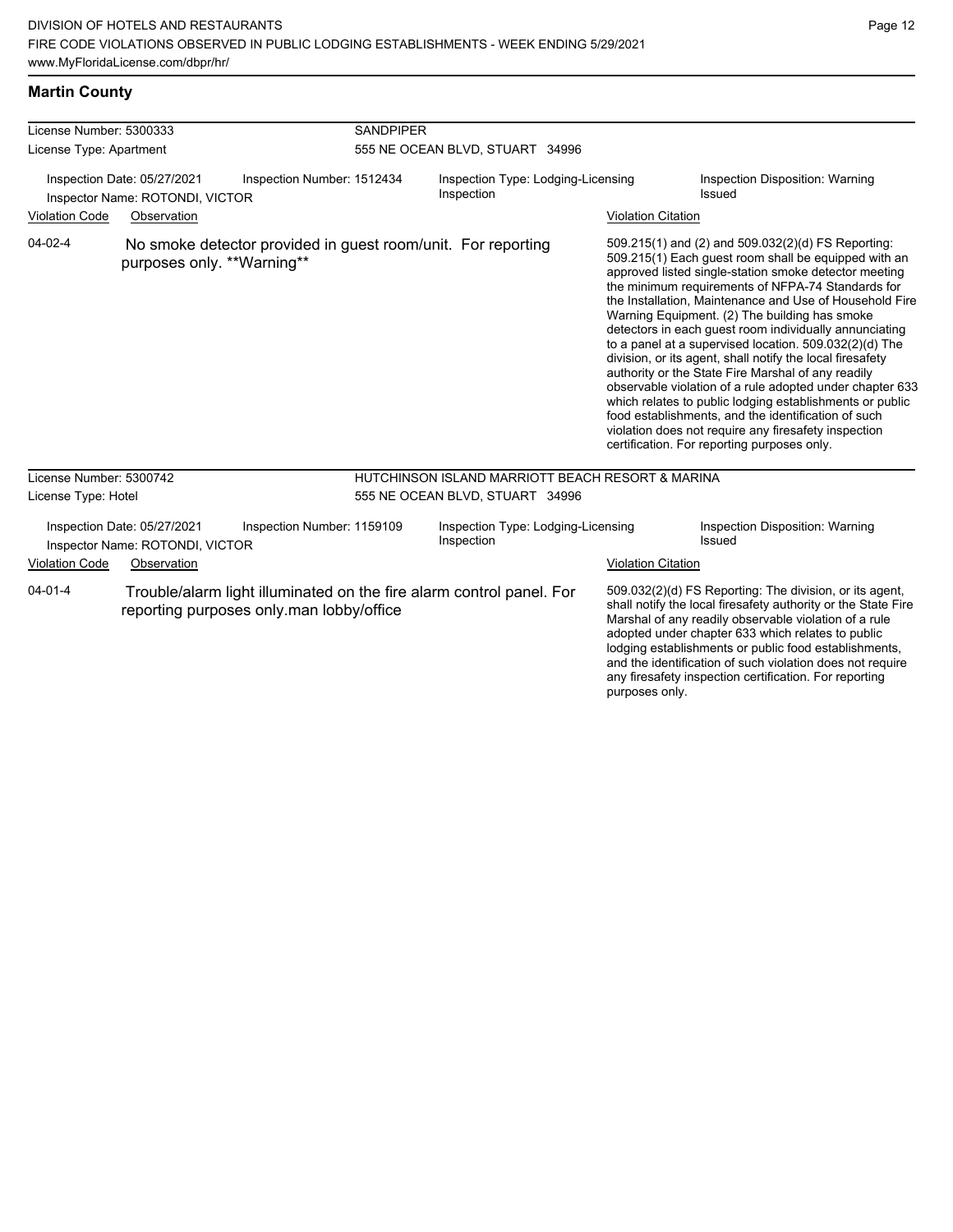## Martin County

| License Number: 5300333 | SANDPIPER |
|---|---|
| License Type: Apartment | 555 NE OCEAN BLVD, STUART 34996 |

Inspection Date: 05/27/2021 | Inspection Number: 1512434 | Inspection Type: Lodging-Licensing Inspection | Inspection Disposition: Warning Issued

Inspector Name: ROTONDI, VICTOR

| Violation Code | Observation | Violation Citation |
|---|---|---|
| 04-02-4 | No smoke detector provided in guest room/unit. For reporting purposes only. **Warning** | 509.215(1) and (2) and 509.032(2)(d) FS Reporting: 509.215(1) Each guest room shall be equipped with an approved listed single-station smoke detector meeting the minimum requirements of NFPA-74 Standards for the Installation, Maintenance and Use of Household Fire Warning Equipment. (2) The building has smoke detectors in each guest room individually annunciating to a panel at a supervised location. 509.032(2)(d) The division, or its agent, shall notify the local firesafety authority or the State Fire Marshal of any readily observable violation of a rule adopted under chapter 633 which relates to public lodging establishments or public food establishments, and the identification of such violation does not require any firesafety inspection certification. For reporting purposes only. |

| License Number: 5300742 | HUTCHINSON ISLAND MARRIOTT BEACH RESORT & MARINA |
|---|---|
| License Type: Hotel | 555 NE OCEAN BLVD, STUART 34996 |

Inspection Date: 05/27/2021 | Inspection Number: 1159109 | Inspection Type: Lodging-Licensing Inspection | Inspection Disposition: Warning Issued

Inspector Name: ROTONDI, VICTOR

| Violation Code | Observation | Violation Citation |
|---|---|---|
| 04-01-4 | Trouble/alarm light illuminated on the fire alarm control panel. For reporting purposes only.man lobby/office | 509.032(2)(d) FS Reporting: The division, or its agent, shall notify the local firesafety authority or the State Fire Marshal of any readily observable violation of a rule adopted under chapter 633 which relates to public lodging establishments or public food establishments, and the identification of such violation does not require any firesafety inspection certification. For reporting purposes only. |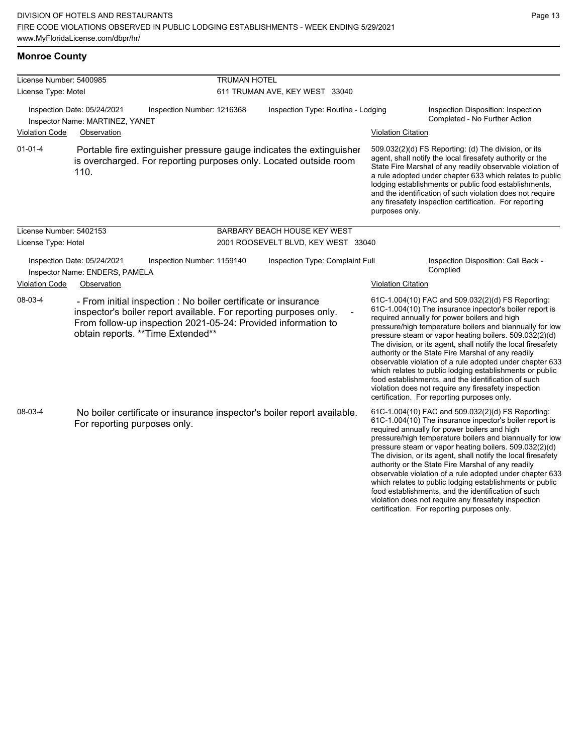## Monroe County

| License Number: 5400985 | TRUMAN HOTEL | |
|---|---|---|
| License Type: Motel | 611 TRUMAN AVE, KEY WEST 33040 | |

Inspection Date: 05/24/2021 | Inspection Number: 1216368 | Inspection Type: Routine - Lodging | Inspection Disposition: Inspection Completed - No Further Action

Inspector Name: MARTINEZ, YANET

| Violation Code | Observation | Violation Citation |
|---|---|---|
| 01-01-4 | Portable fire extinguisher pressure gauge indicates the extinguisher is overcharged. For reporting purposes only. Located outside room 110. | 509.032(2)(d) FS Reporting: (d) The division, or its agent, shall notify the local firesafety authority or the State Fire Marshal of any readily observable violation of a rule adopted under chapter 633 which relates to public lodging establishments or public food establishments, and the identification of such violation does not require any firesafety inspection certification. For reporting purposes only. |

| License Number: 5402153 | BARBARY BEACH HOUSE KEY WEST | |
|---|---|---|
| License Type: Hotel | 2001 ROOSEVELT BLVD, KEY WEST 33040 | |

Inspection Date: 05/24/2021 | Inspection Number: 1159140 | Inspection Type: Complaint Full | Inspection Disposition: Call Back - Complied

Inspector Name: ENDERS, PAMELA

| Violation Code | Observation | Violation Citation |
|---|---|---|
| 08-03-4 | - From initial inspection : No boiler certificate or insurance inspector's boiler report available. For reporting purposes only. - From follow-up inspection 2021-05-24: Provided information to obtain reports. **Time Extended** | 61C-1.004(10) FAC and 509.032(2)(d) FS Reporting: 61C-1.004(10) The insurance inpector's boiler report is required annually for power boilers and high pressure/high temperature boilers and biannually for low pressure steam or vapor heating boilers. 509.032(2)(d) The division, or its agent, shall notify the local firesafety authority or the State Fire Marshal of any readily observable violation of a rule adopted under chapter 633 which relates to public lodging establishments or public food establishments, and the identification of such violation does not require any firesafety inspection certification. For reporting purposes only. |
| 08-03-4 | No boiler certificate or insurance inspector's boiler report available. For reporting purposes only. | 61C-1.004(10) FAC and 509.032(2)(d) FS Reporting: 61C-1.004(10) The insurance inpector's boiler report is required annually for power boilers and high pressure/high temperature boilers and biannually for low pressure steam or vapor heating boilers. 509.032(2)(d) The division, or its agent, shall notify the local firesafety authority or the State Fire Marshal of any readily observable violation of a rule adopted under chapter 633 which relates to public lodging establishments or public food establishments, and the identification of such violation does not require any firesafety inspection certification. For reporting purposes only. |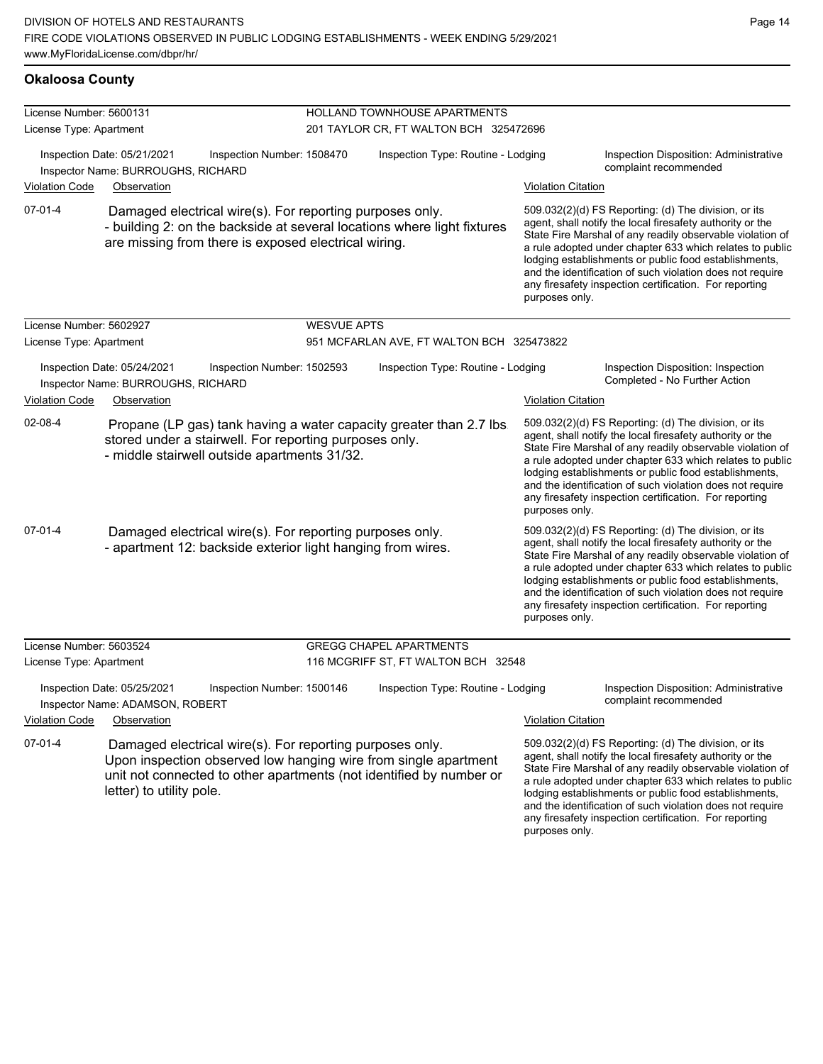## Okaloosa County

**License Number:** 5600131 — HOLLAND TOWNHOUSE APARTMENTS
**License Type:** Apartment — 201 TAYLOR CR, FT WALTON BCH 325472696

Inspection Date: 05/21/2021 | Inspection Number: 1508470 | Inspection Type: Routine - Lodging | Inspection Disposition: Administrative complaint recommended
Inspector Name: BURROUGHS, RICHARD

| Violation Code | Observation | Violation Citation |
|---|---|---|
| 07-01-4 | Damaged electrical wire(s). For reporting purposes only. - building 2: on the backside at several locations where light fixtures are missing from there is exposed electrical wiring. | 509.032(2)(d) FS Reporting: (d) The division, or its agent, shall notify the local firesafety authority or the State Fire Marshal of any readily observable violation of a rule adopted under chapter 633 which relates to public lodging establishments or public food establishments, and the identification of such violation does not require any firesafety inspection certification. For reporting purposes only. |

**License Number:** 5602927 — WESVUE APTS
**License Type:** Apartment — 951 MCFARLAN AVE, FT WALTON BCH 325473822

Inspection Date: 05/24/2021 | Inspection Number: 1502593 | Inspection Type: Routine - Lodging | Inspection Disposition: Inspection Completed - No Further Action
Inspector Name: BURROUGHS, RICHARD

| Violation Code | Observation | Violation Citation |
|---|---|---|
| 02-08-4 | Propane (LP gas) tank having a water capacity greater than 2.7 lbs. stored under a stairwell. For reporting purposes only. - middle stairwell outside apartments 31/32. | 509.032(2)(d) FS Reporting: (d) The division, or its agent, shall notify the local firesafety authority or the State Fire Marshal of any readily observable violation of a rule adopted under chapter 633 which relates to public lodging establishments or public food establishments, and the identification of such violation does not require any firesafety inspection certification. For reporting purposes only. |
| 07-01-4 | Damaged electrical wire(s). For reporting purposes only. - apartment 12: backside exterior light hanging from wires. | 509.032(2)(d) FS Reporting: (d) The division, or its agent, shall notify the local firesafety authority or the State Fire Marshal of any readily observable violation of a rule adopted under chapter 633 which relates to public lodging establishments or public food establishments, and the identification of such violation does not require any firesafety inspection certification. For reporting purposes only. |

**License Number:** 5603524 — GREGG CHAPEL APARTMENTS
**License Type:** Apartment — 116 MCGRIFF ST, FT WALTON BCH 32548

Inspection Date: 05/25/2021 | Inspection Number: 1500146 | Inspection Type: Routine - Lodging | Inspection Disposition: Administrative complaint recommended
Inspector Name: ADAMSON, ROBERT

| Violation Code | Observation | Violation Citation |
|---|---|---|
| 07-01-4 | Damaged electrical wire(s). For reporting purposes only. Upon inspection observed low hanging wire from single apartment unit not connected to other apartments (not identified by number or letter) to utility pole. | 509.032(2)(d) FS Reporting: (d) The division, or its agent, shall notify the local firesafety authority or the State Fire Marshal of any readily observable violation of a rule adopted under chapter 633 which relates to public lodging establishments or public food establishments, and the identification of such violation does not require any firesafety inspection certification. For reporting purposes only. |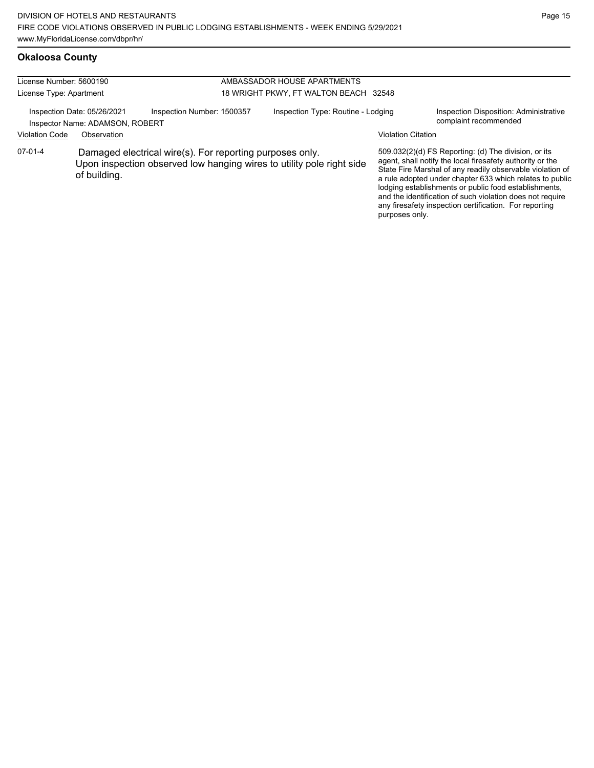## Okaloosa County

| License Number: 5600190 | AMBASSADOR HOUSE APARTMENTS |
|---|---|
| License Type: Apartment | 18 WRIGHT PKWY, FT WALTON BEACH 32548 |

Inspection Date: 05/26/2021 | Inspection Number: 1500357 | Inspection Type: Routine - Lodging | Inspection Disposition: Administrative complaint recommended

Inspector Name: ADAMSON, ROBERT

| Violation Code | Observation | Violation Citation |
|---|---|---|
| 07-01-4 | Damaged electrical wire(s). For reporting purposes only. Upon inspection observed low hanging wires to utility pole right side of building. | 509.032(2)(d) FS Reporting: (d) The division, or its agent, shall notify the local firesafety authority or the State Fire Marshal of any readily observable violation of a rule adopted under chapter 633 which relates to public lodging establishments or public food establishments, and the identification of such violation does not require any firesafety inspection certification. For reporting purposes only. |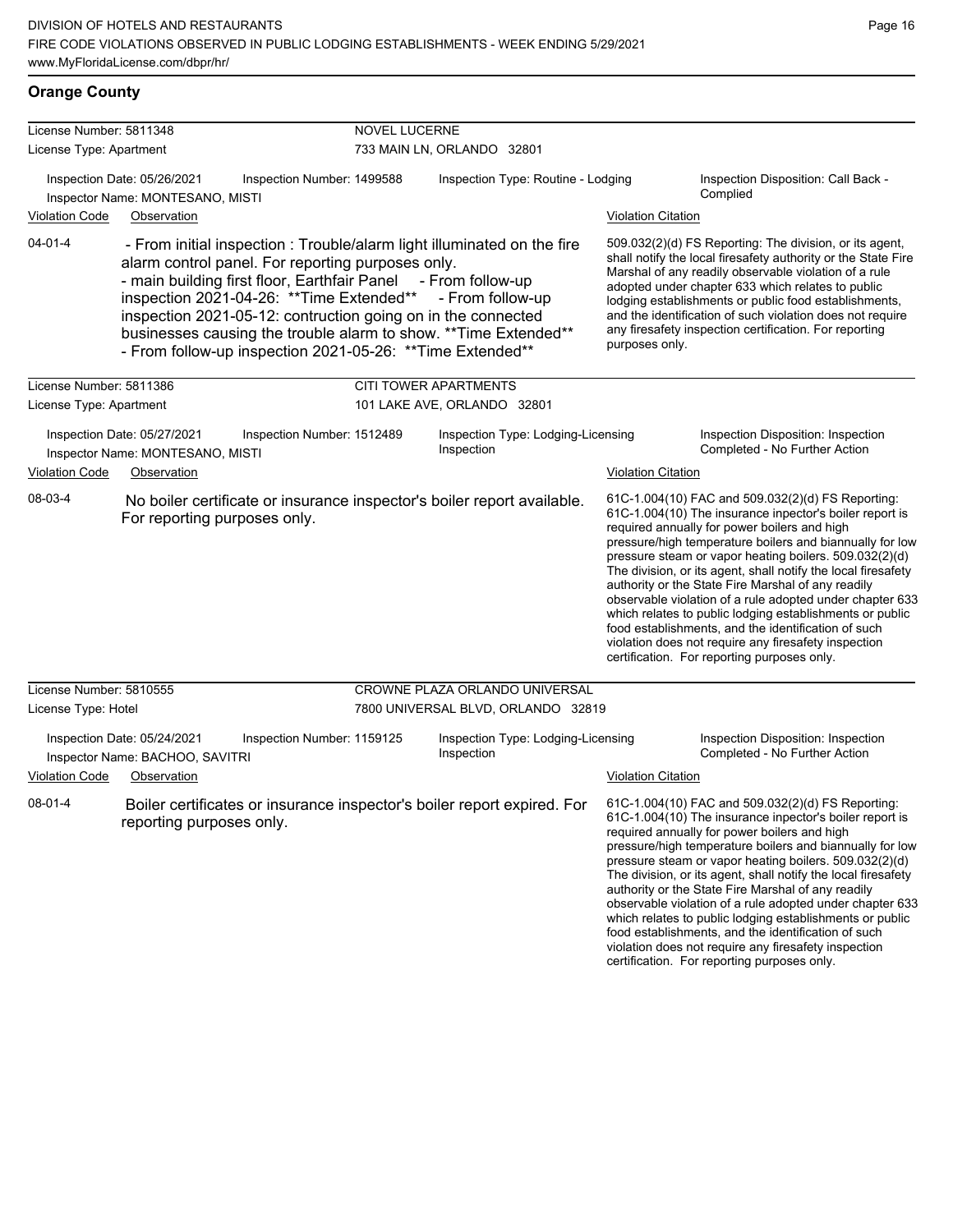## Orange County

**License Number:** 5811348 — **NOVEL LUCERNE**
**License Type:** Apartment — 733 MAIN LN, ORLANDO 32801

Inspection Date: 05/26/2021 | Inspection Number: 1499588 | Inspection Type: Routine - Lodging | Inspection Disposition: Call Back - Complied
Inspector Name: MONTESANO, MISTI

| Violation Code | Observation | Violation Citation |
| --- | --- | --- |
| 04-01-4 | - From initial inspection : Trouble/alarm light illuminated on the fire alarm control panel. For reporting purposes only. - main building first floor, Earthfair Panel - From follow-up inspection 2021-04-26: **Time Extended** - From follow-up inspection 2021-05-12: contruction going on in the connected businesses causing the trouble alarm to show. **Time Extended** - From follow-up inspection 2021-05-26: **Time Extended** | 509.032(2)(d) FS Reporting: The division, or its agent, shall notify the local firesafety authority or the State Fire Marshal of any readily observable violation of a rule adopted under chapter 633 which relates to public lodging establishments or public food establishments, and the identification of such violation does not require any firesafety inspection certification. For reporting purposes only. |

**License Number:** 5811386 — **CITI TOWER APARTMENTS**
**License Type:** Apartment — 101 LAKE AVE, ORLANDO 32801

Inspection Date: 05/27/2021 | Inspection Number: 1512489 | Inspection Type: Lodging-Licensing Inspection | Inspection Disposition: Inspection Completed - No Further Action
Inspector Name: MONTESANO, MISTI

| Violation Code | Observation | Violation Citation |
| --- | --- | --- |
| 08-03-4 | No boiler certificate or insurance inspector's boiler report available. For reporting purposes only. | 61C-1.004(10) FAC and 509.032(2)(d) FS Reporting: 61C-1.004(10) The insurance inpector's boiler report is required annually for power boilers and high pressure/high temperature boilers and biannually for low pressure steam or vapor heating boilers. 509.032(2)(d) The division, or its agent, shall notify the local firesafety authority or the State Fire Marshal of any readily observable violation of a rule adopted under chapter 633 which relates to public lodging establishments or public food establishments, and the identification of such violation does not require any firesafety inspection certification. For reporting purposes only. |

**License Number:** 5810555 — **CROWNE PLAZA ORLANDO UNIVERSAL**
**License Type:** Hotel — 7800 UNIVERSAL BLVD, ORLANDO 32819

Inspection Date: 05/24/2021 | Inspection Number: 1159125 | Inspection Type: Lodging-Licensing Inspection | Inspection Disposition: Inspection Completed - No Further Action
Inspector Name: BACHOO, SAVITRI

| Violation Code | Observation | Violation Citation |
| --- | --- | --- |
| 08-01-4 | Boiler certificates or insurance inspector's boiler report expired. For reporting purposes only. | 61C-1.004(10) FAC and 509.032(2)(d) FS Reporting: 61C-1.004(10) The insurance inpector's boiler report is required annually for power boilers and high pressure/high temperature boilers and biannually for low pressure steam or vapor heating boilers. 509.032(2)(d) The division, or its agent, shall notify the local firesafety authority or the State Fire Marshal of any readily observable violation of a rule adopted under chapter 633 which relates to public lodging establishments or public food establishments, and the identification of such violation does not require any firesafety inspection certification. For reporting purposes only. |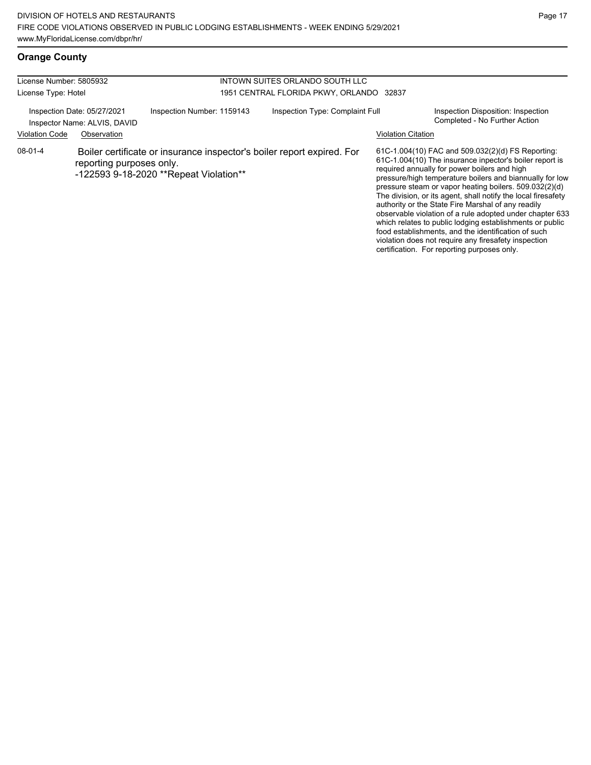## Orange County

License Number: 5805932
License Type: Hotel

INTOWN SUITES ORLANDO SOUTH LLC
1951 CENTRAL FLORIDA PKWY, ORLANDO 32837

Inspection Date: 05/27/2021
Inspector Name: ALVIS, DAVID
Inspection Number: 1159143
Inspection Type: Complaint Full
Inspection Disposition: Inspection Completed - No Further Action

| Violation Code | Observation | Violation Citation |
| --- | --- | --- |
| 08-01-4 | Boiler certificate or insurance inspector's boiler report expired. For reporting purposes only. -122593 9-18-2020 **Repeat Violation** | 61C-1.004(10) FAC and 509.032(2)(d) FS Reporting: 61C-1.004(10) The insurance inpector's boiler report is required annually for power boilers and high pressure/high temperature boilers and biannually for low pressure steam or vapor heating boilers. 509.032(2)(d) The division, or its agent, shall notify the local firesafety authority or the State Fire Marshal of any readily observable violation of a rule adopted under chapter 633 which relates to public lodging establishments or public food establishments, and the identification of such violation does not require any firesafety inspection certification. For reporting purposes only. |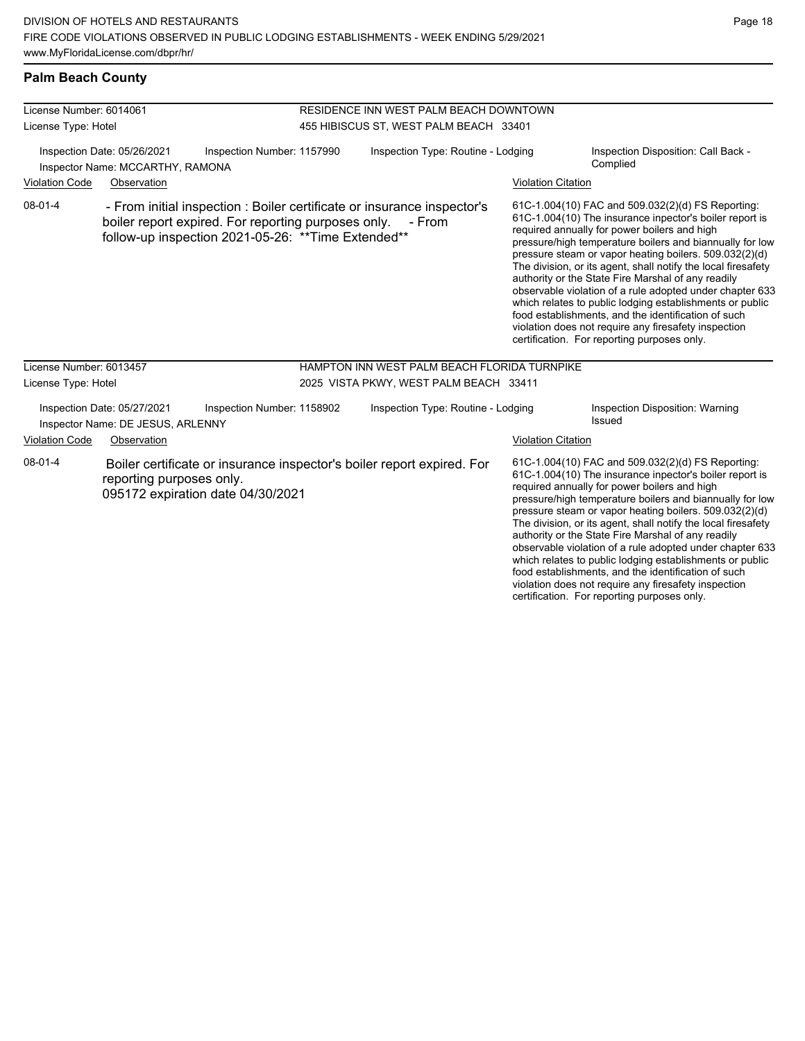## Palm Beach County

| License Number: 6014061 | RESIDENCE INN WEST PALM BEACH DOWNTOWN |
|---|---|
| License Type: Hotel | 455 HIBISCUS ST, WEST PALM BEACH 33401 |

Inspection Date: 05/26/2021 | Inspection Number: 1157990 | Inspection Type: Routine - Lodging | Inspection Disposition: Call Back - Complied

Inspector Name: MCCARTHY, RAMONA

| Violation Code | Observation | Violation Citation |
|---|---|---|
| 08-01-4 | - From initial inspection : Boiler certificate or insurance inspector's boiler report expired. For reporting purposes only. - From follow-up inspection 2021-05-26: **Time Extended** | 61C-1.004(10) FAC and 509.032(2)(d) FS Reporting: 61C-1.004(10) The insurance inpector's boiler report is required annually for power boilers and high pressure/high temperature boilers and biannually for low pressure steam or vapor heating boilers. 509.032(2)(d) The division, or its agent, shall notify the local firesafety authority or the State Fire Marshal of any readily observable violation of a rule adopted under chapter 633 which relates to public lodging establishments or public food establishments, and the identification of such violation does not require any firesafety inspection certification. For reporting purposes only. |

| License Number: 6013457 | HAMPTON INN WEST PALM BEACH FLORIDA TURNPIKE |
|---|---|
| License Type: Hotel | 2025 VISTA PKWY, WEST PALM BEACH 33411 |

Inspection Date: 05/27/2021 | Inspection Number: 1158902 | Inspection Type: Routine - Lodging | Inspection Disposition: Warning Issued

Inspector Name: DE JESUS, ARLENNY

| Violation Code | Observation | Violation Citation |
|---|---|---|
| 08-01-4 | Boiler certificate or insurance inspector's boiler report expired. For reporting purposes only. 095172 expiration date 04/30/2021 | 61C-1.004(10) FAC and 509.032(2)(d) FS Reporting: 61C-1.004(10) The insurance inpector's boiler report is required annually for power boilers and high pressure/high temperature boilers and biannually for low pressure steam or vapor heating boilers. 509.032(2)(d) The division, or its agent, shall notify the local firesafety authority or the State Fire Marshal of any readily observable violation of a rule adopted under chapter 633 which relates to public lodging establishments or public food establishments, and the identification of such violation does not require any firesafety inspection certification. For reporting purposes only. |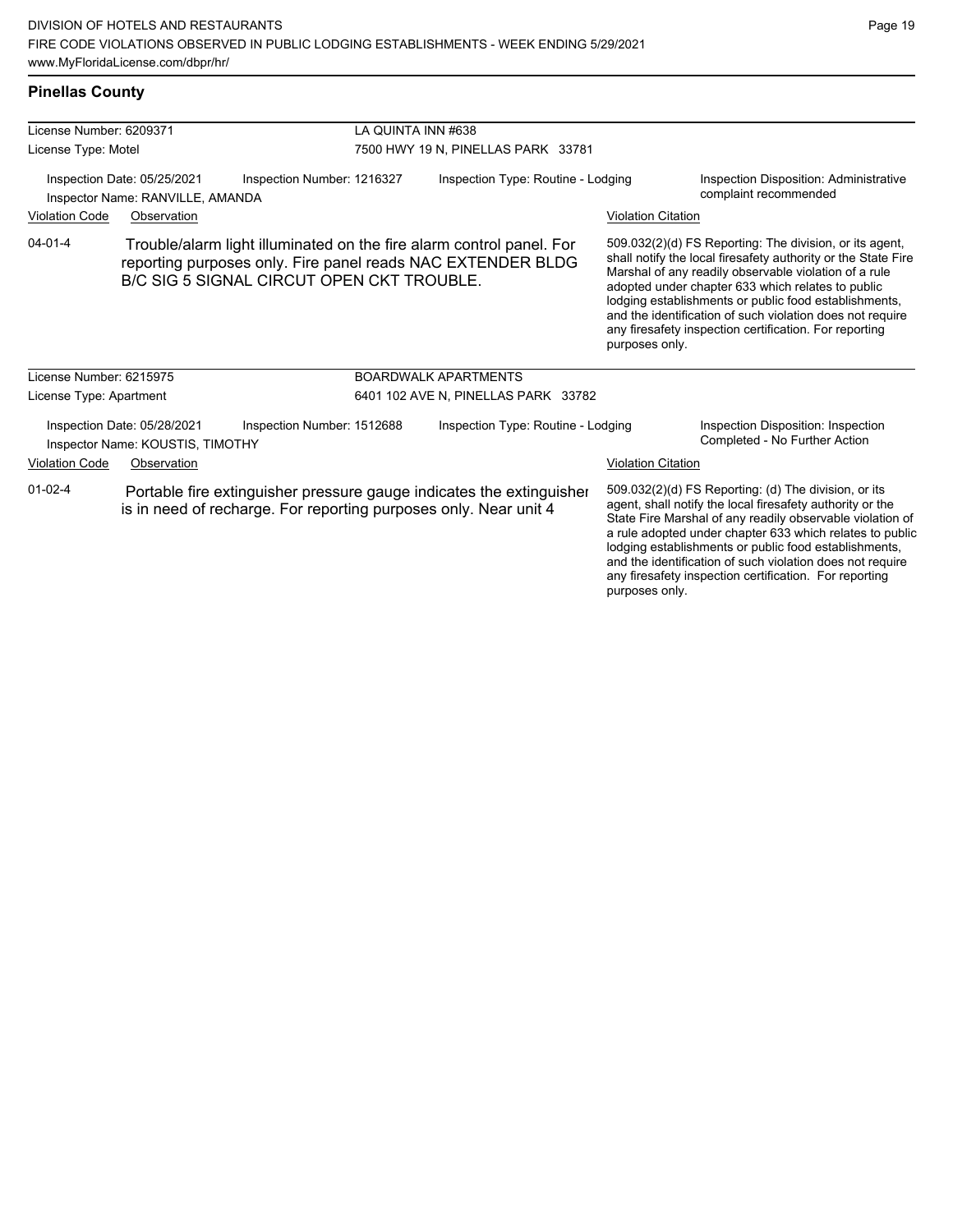## Pinellas County

| License Number: 6209371 | LA QUINTA INN #638 | |
|---|---|---|
| License Type: Motel | 7500 HWY 19 N, PINELLAS PARK 33781 | |

Inspection Date: 05/25/2021 | Inspection Number: 1216327 | Inspection Type: Routine - Lodging | Inspection Disposition: Administrative complaint recommended

Inspector Name: RANVILLE, AMANDA

| Violation Code | Observation | Violation Citation |
|---|---|---|
| 04-01-4 | Trouble/alarm light illuminated on the fire alarm control panel. For reporting purposes only. Fire panel reads NAC EXTENDER BLDG B/C SIG 5 SIGNAL CIRCUT OPEN CKT TROUBLE. | 509.032(2)(d) FS Reporting: The division, or its agent, shall notify the local firesafety authority or the State Fire Marshal of any readily observable violation of a rule adopted under chapter 633 which relates to public lodging establishments or public food establishments, and the identification of such violation does not require any firesafety inspection certification. For reporting purposes only. |

| License Number: 6215975 | BOARDWALK APARTMENTS | |
|---|---|---|
| License Type: Apartment | 6401 102 AVE N, PINELLAS PARK 33782 | |

Inspection Date: 05/28/2021 | Inspection Number: 1512688 | Inspection Type: Routine - Lodging | Inspection Disposition: Inspection Completed - No Further Action

Inspector Name: KOUSTIS, TIMOTHY

| Violation Code | Observation | Violation Citation |
|---|---|---|
| 01-02-4 | Portable fire extinguisher pressure gauge indicates the extinguisher is in need of recharge. For reporting purposes only. Near unit 4 | 509.032(2)(d) FS Reporting: (d) The division, or its agent, shall notify the local firesafety authority or the State Fire Marshal of any readily observable violation of a rule adopted under chapter 633 which relates to public lodging establishments or public food establishments, and the identification of such violation does not require any firesafety inspection certification. For reporting purposes only. |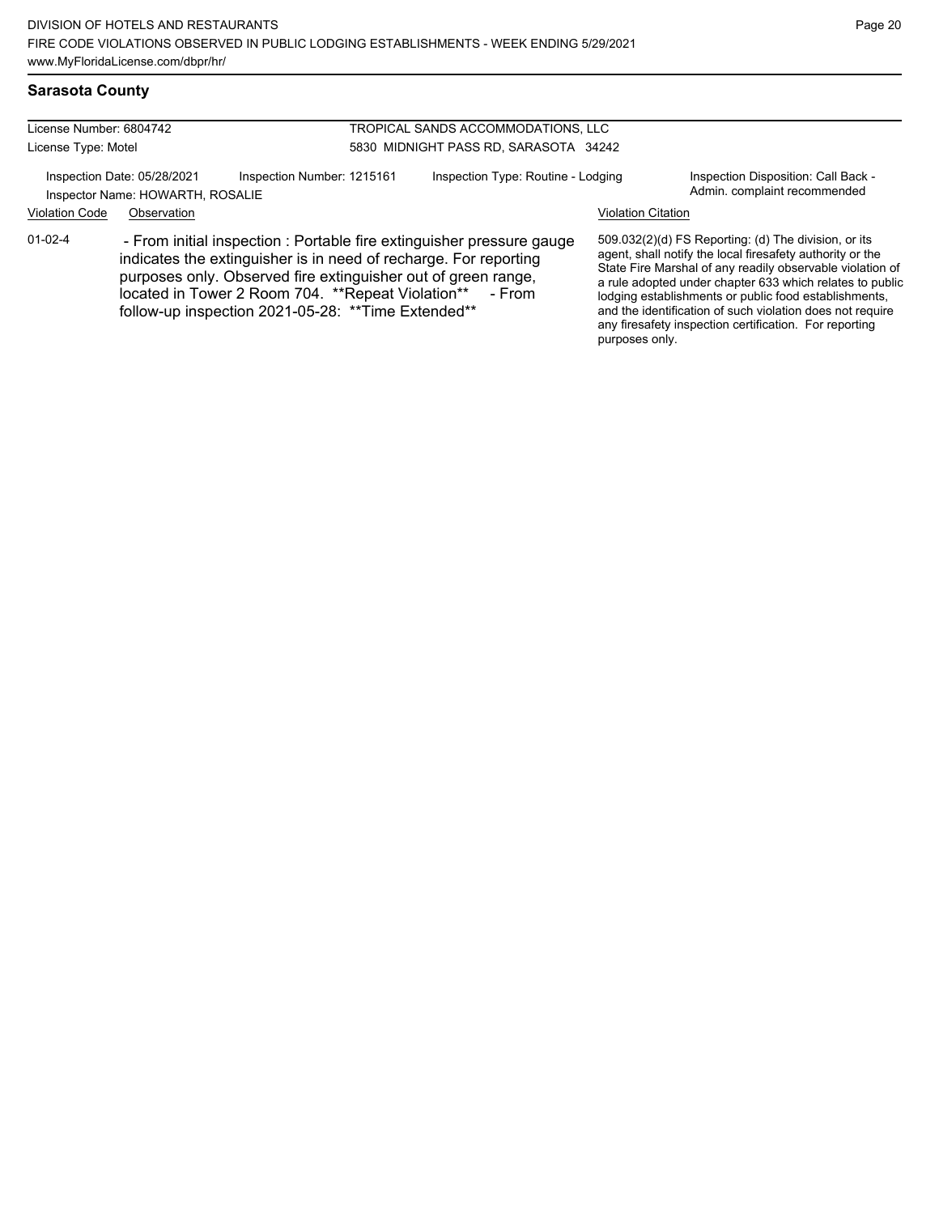## Sarasota County

License Number: 6804742
License Type: Motel

TROPICAL SANDS ACCOMMODATIONS, LLC
5830 MIDNIGHT PASS RD, SARASOTA 34242

Inspection Date: 05/28/2021
Inspector Name: HOWARTH, ROSALIE

Inspection Number: 1215161

Inspection Type: Routine - Lodging

Inspection Disposition: Call Back - Admin. complaint recommended

| Violation Code | Observation | Violation Citation |
|---|---|---|
| 01-02-4 | - From initial inspection : Portable fire extinguisher pressure gauge indicates the extinguisher is in need of recharge. For reporting purposes only. Observed fire extinguisher out of green range, located in Tower 2 Room 704. **Repeat Violation** - From follow-up inspection 2021-05-28: **Time Extended** | 509.032(2)(d) FS Reporting: (d) The division, or its agent, shall notify the local firesafety authority or the State Fire Marshal of any readily observable violation of a rule adopted under chapter 633 which relates to public lodging establishments or public food establishments, and the identification of such violation does not require any firesafety inspection certification. For reporting purposes only. |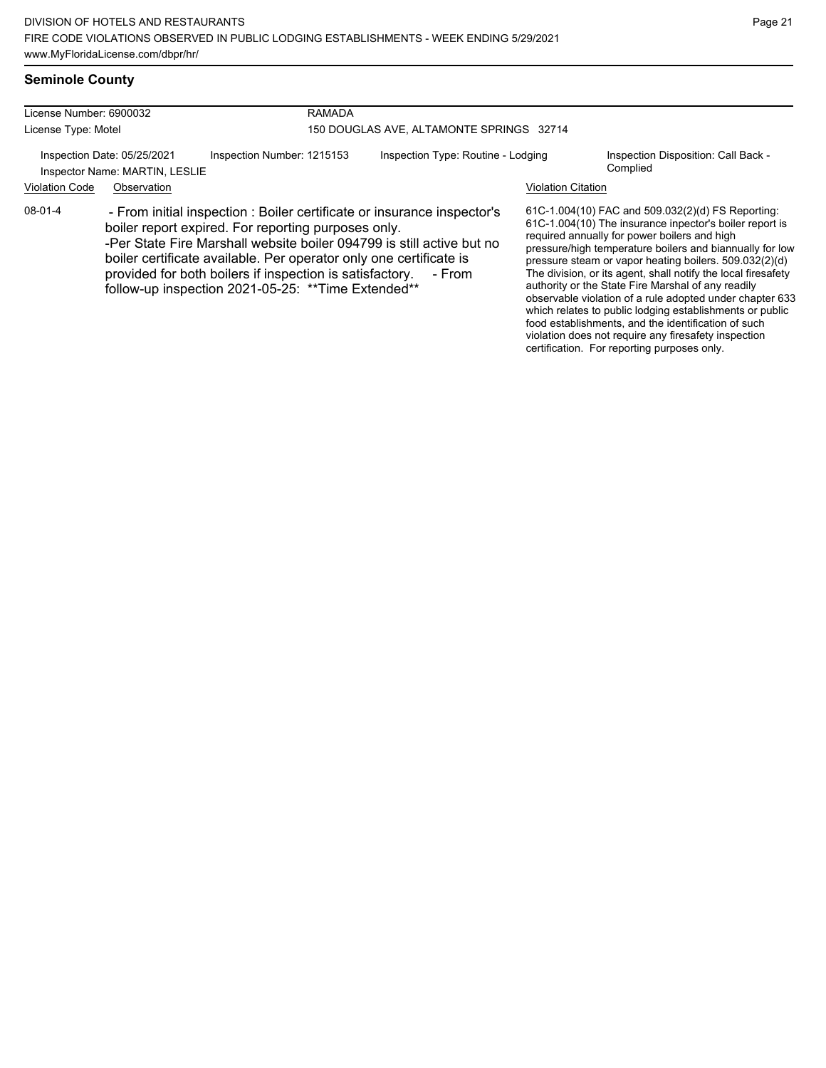## Seminole County

License Number: 6900032
License Type: Motel

RAMADA
150 DOUGLAS AVE, ALTAMONTE SPRINGS 32714

Inspection Date: 05/25/2021
Inspector Name: MARTIN, LESLIE
Inspection Number: 1215153
Inspection Type: Routine - Lodging
Inspection Disposition: Call Back - Complied

| Violation Code | Observation | Violation Citation |
| --- | --- | --- |
| 08-01-4 | - From initial inspection : Boiler certificate or insurance inspector's boiler report expired. For reporting purposes only. -Per State Fire Marshall website boiler 094799 is still active but no boiler certificate available. Per operator only one certificate is provided for both boilers if inspection is satisfactory. - From follow-up inspection 2021-05-25: **Time Extended** | 61C-1.004(10) FAC and 509.032(2)(d) FS Reporting: 61C-1.004(10) The insurance inpector's boiler report is required annually for power boilers and high pressure/high temperature boilers and biannually for low pressure steam or vapor heating boilers. 509.032(2)(d) The division, or its agent, shall notify the local firesafety authority or the State Fire Marshal of any readily observable violation of a rule adopted under chapter 633 which relates to public lodging establishments or public food establishments, and the identification of such violation does not require any firesafety inspection certification. For reporting purposes only. |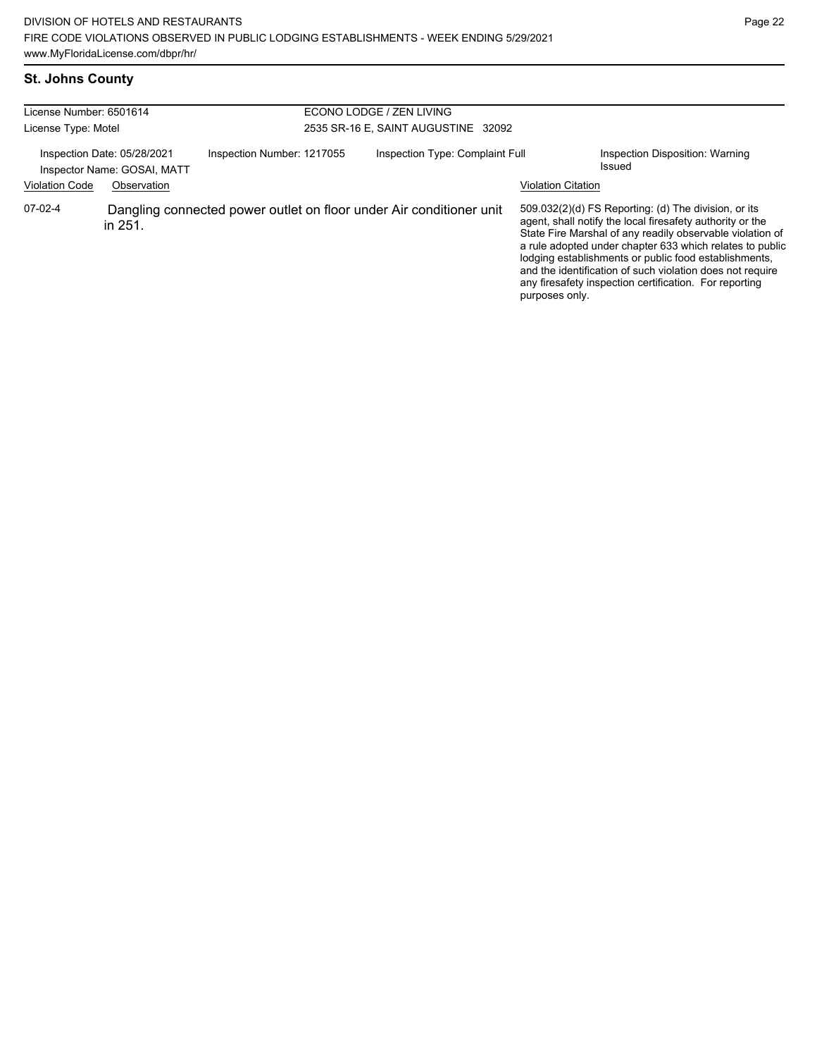## St. Johns County

License Number: 6501614

License Type: Motel

ECONO LODGE / ZEN LIVING

2535 SR-16 E, SAINT AUGUSTINE 32092

Inspection Date: 05/28/2021

Inspector Name: GOSAI, MATT

Inspection Number: 1217055

Inspection Type: Complaint Full

Inspection Disposition: Warning Issued

| Violation Code | Observation | Violation Citation |
|---|---|---|
| 07-02-4 | Dangling connected power outlet on floor under Air conditioner unit in 251. | 509.032(2)(d) FS Reporting: (d) The division, or its agent, shall notify the local firesafety authority or the State Fire Marshal of any readily observable violation of a rule adopted under chapter 633 which relates to public lodging establishments or public food establishments, and the identification of such violation does not require any firesafety inspection certification. For reporting purposes only. |